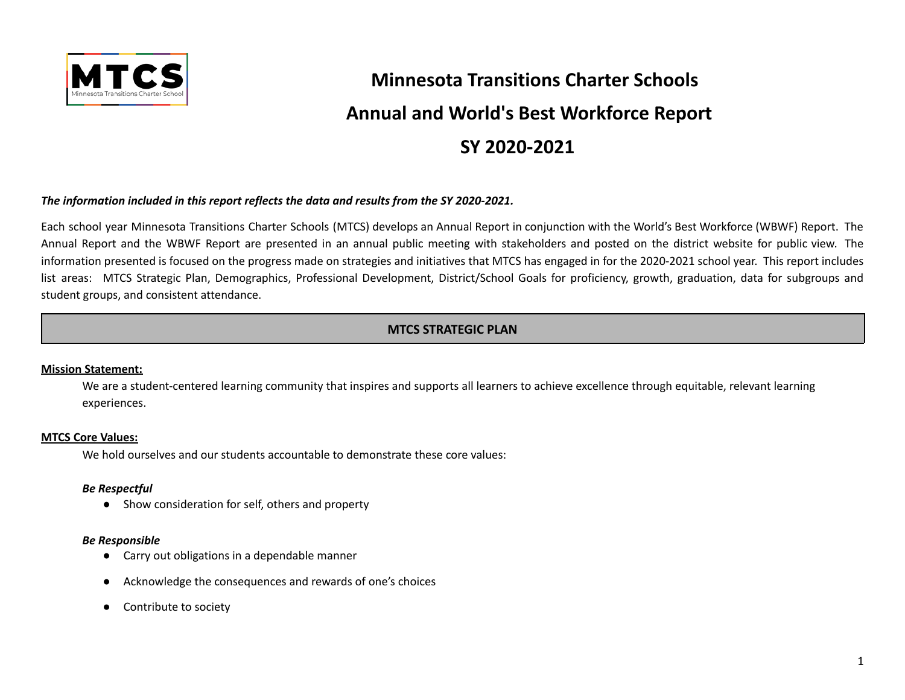# Minnesota Transitions Charter Schools

# Annual and World's Best Workforce Report

# SY 2020-2021

***The information included in this report reflects the data and results from the SY 2020-2021.***

Each school year Minnesota Transitions Charter Schools (MTCS) develops an Annual Report in conjunction with the World's Best Workforce (WBWF) Report. The Annual Report and the WBWF Report are presented in an annual public meeting with stakeholders and posted on the district website for public view. The information presented is focused on the progress made on strategies and initiatives that MTCS has engaged in for the 2020-2021 school year. This report includes list areas: MTCS Strategic Plan, Demographics, Professional Development, District/School Goals for proficiency, growth, graduation, data for subgroups and student groups, and consistent attendance.

## MTCS STRATEGIC PLAN

**Mission Statement:**

We are a student-centered learning community that inspires and supports all learners to achieve excellence through equitable, relevant learning experiences.

**MTCS Core Values:**

We hold ourselves and our students accountable to demonstrate these core values:

***Be Respectful***

- Show consideration for self, others and property

***Be Responsible***

- Carry out obligations in a dependable manner
- Acknowledge the consequences and rewards of one's choices
- Contribute to society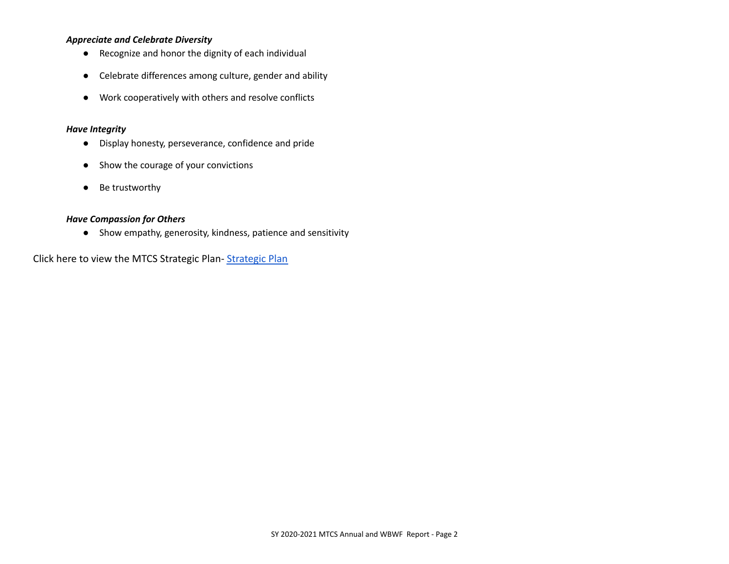***Appreciate and Celebrate Diversity***

- Recognize and honor the dignity of each individual
- Celebrate differences among culture, gender and ability
- Work cooperatively with others and resolve conflicts

***Have Integrity***

- Display honesty, perseverance, confidence and pride
- Show the courage of your convictions
- Be trustworthy

***Have Compassion for Others***

- Show empathy, generosity, kindness, patience and sensitivity

Click here to view the MTCS Strategic Plan- Strategic Plan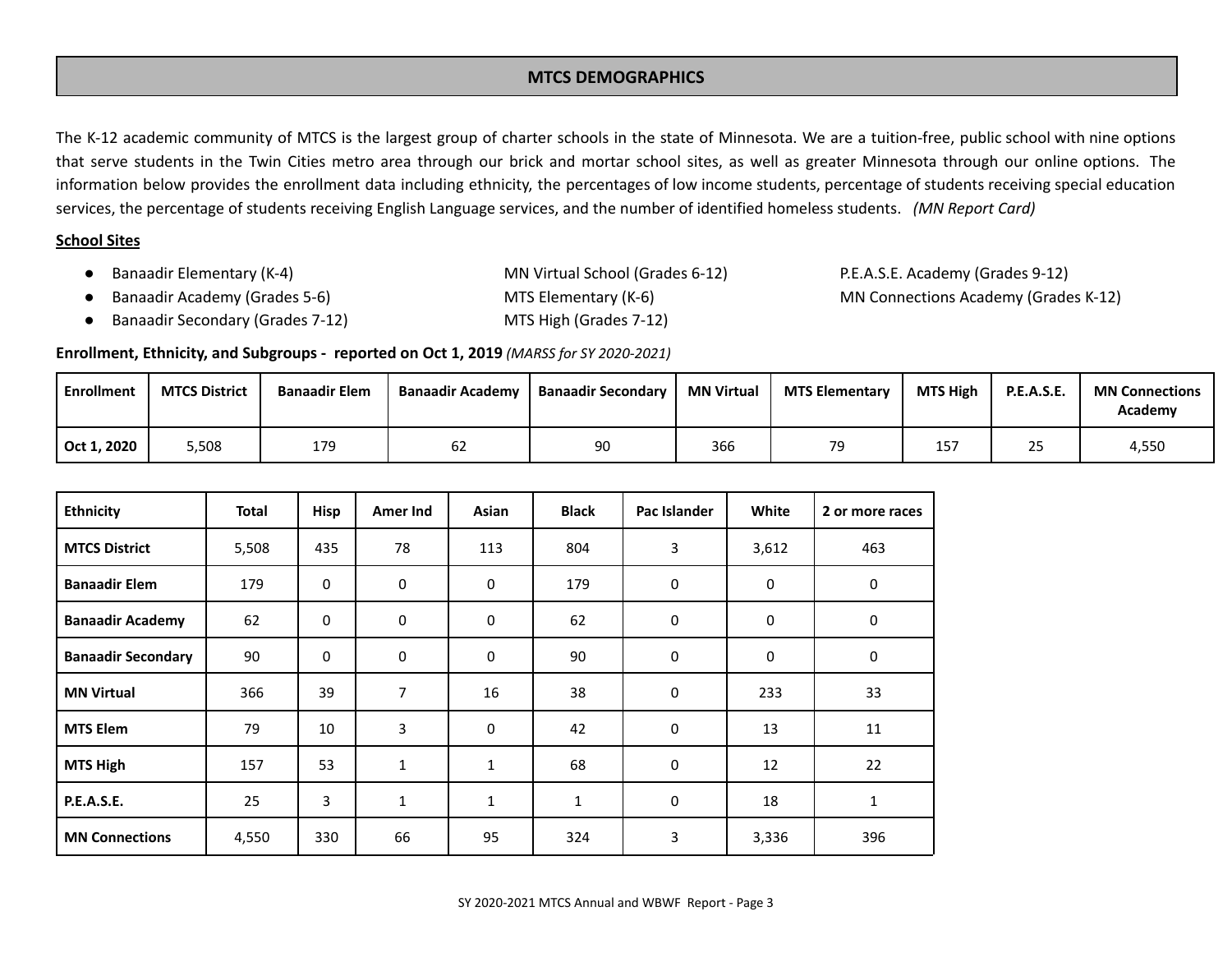## MTCS DEMOGRAPHICS

The K-12 academic community of MTCS is the largest group of charter schools in the state of Minnesota. We are a tuition-free, public school with nine options that serve students in the Twin Cities metro area through our brick and mortar school sites, as well as greater Minnesota through our online options. The information below provides the enrollment data including ethnicity, the percentages of low income students, percentage of students receiving special education services, the percentage of students receiving English Language services, and the number of identified homeless students. *(MN Report Card)*

**School Sites**

- Banaadir Elementary (K-4)
- Banaadir Academy (Grades 5-6)
- Banaadir Secondary (Grades 7-12)
- MN Virtual School (Grades 6-12)
- MTS Elementary (K-6)
- MTS High (Grades 7-12)
- P.E.A.S.E. Academy (Grades 9-12)
- MN Connections Academy (Grades K-12)

**Enrollment, Ethnicity, and Subgroups - reported on Oct 1, 2019** *(MARSS for SY 2020-2021)*

| Enrollment | MTCS District | Banaadir Elem | Banaadir Academy | Banaadir Secondary | MN Virtual | MTS Elementary | MTS High | P.E.A.S.E. | MN Connections Academy |
|---|---|---|---|---|---|---|---|---|---|
| Oct 1, 2020 | 5,508 | 179 | 62 | 90 | 366 | 79 | 157 | 25 | 4,550 |

| Ethnicity | Total | Hisp | Amer Ind | Asian | Black | Pac Islander | White | 2 or more races |
|---|---|---|---|---|---|---|---|---|
| MTCS District | 5,508 | 435 | 78 | 113 | 804 | 3 | 3,612 | 463 |
| Banaadir Elem | 179 | 0 | 0 | 0 | 179 | 0 | 0 | 0 |
| Banaadir Academy | 62 | 0 | 0 | 0 | 62 | 0 | 0 | 0 |
| Banaadir Secondary | 90 | 0 | 0 | 0 | 90 | 0 | 0 | 0 |
| MN Virtual | 366 | 39 | 7 | 16 | 38 | 0 | 233 | 33 |
| MTS Elem | 79 | 10 | 3 | 0 | 42 | 0 | 13 | 11 |
| MTS High | 157 | 53 | 1 | 1 | 68 | 0 | 12 | 22 |
| P.E.A.S.E. | 25 | 3 | 1 | 1 | 1 | 0 | 18 | 1 |
| MN Connections | 4,550 | 330 | 66 | 95 | 324 | 3 | 3,336 | 396 |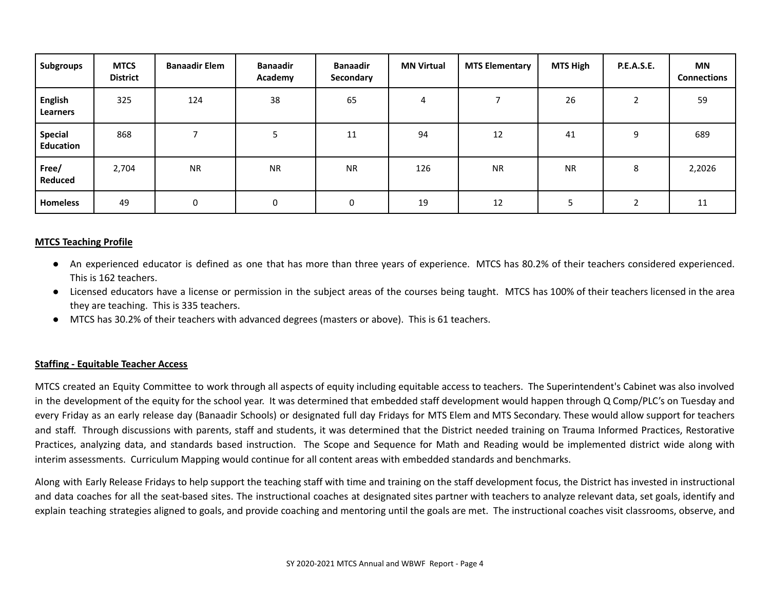| **Subgroups** | **MTCS District** | **Banaadir Elem** | **Banaadir Academy** | **Banaadir Secondary** | **MN Virtual** | **MTS Elementary** | **MTS High** | **P.E.A.S.E.** | **MN Connections** |
|---|---|---|---|---|---|---|---|---|---|
| **English Learners** | 325 | 124 | 38 | 65 | 4 | 7 | 26 | 2 | 59 |
| **Special Education** | 868 | 7 | 5 | 11 | 94 | 12 | 41 | 9 | 689 |
| **Free/ Reduced** | 2,704 | NR | NR | NR | 126 | NR | NR | 8 | 2,2026 |
| **Homeless** | 49 | 0 | 0 | 0 | 19 | 12 | 5 | 2 | 11 |

**MTCS Teaching Profile**

- An experienced educator is defined as one that has more than three years of experience. MTCS has 80.2% of their teachers considered experienced. This is 162 teachers.
- Licensed educators have a license or permission in the subject areas of the courses being taught. MTCS has 100% of their teachers licensed in the area they are teaching. This is 335 teachers.
- MTCS has 30.2% of their teachers with advanced degrees (masters or above). This is 61 teachers.

**Staffing - Equitable Teacher Access**

MTCS created an Equity Committee to work through all aspects of equity including equitable access to teachers. The Superintendent's Cabinet was also involved in the development of the equity for the school year. It was determined that embedded staff development would happen through Q Comp/PLC's on Tuesday and every Friday as an early release day (Banaadir Schools) or designated full day Fridays for MTS Elem and MTS Secondary. These would allow support for teachers and staff. Through discussions with parents, staff and students, it was determined that the District needed training on Trauma Informed Practices, Restorative Practices, analyzing data, and standards based instruction. The Scope and Sequence for Math and Reading would be implemented district wide along with interim assessments. Curriculum Mapping would continue for all content areas with embedded standards and benchmarks.

Along with Early Release Fridays to help support the teaching staff with time and training on the staff development focus, the District has invested in instructional and data coaches for all the seat-based sites. The instructional coaches at designated sites partner with teachers to analyze relevant data, set goals, identify and explain teaching strategies aligned to goals, and provide coaching and mentoring until the goals are met. The instructional coaches visit classrooms, observe, and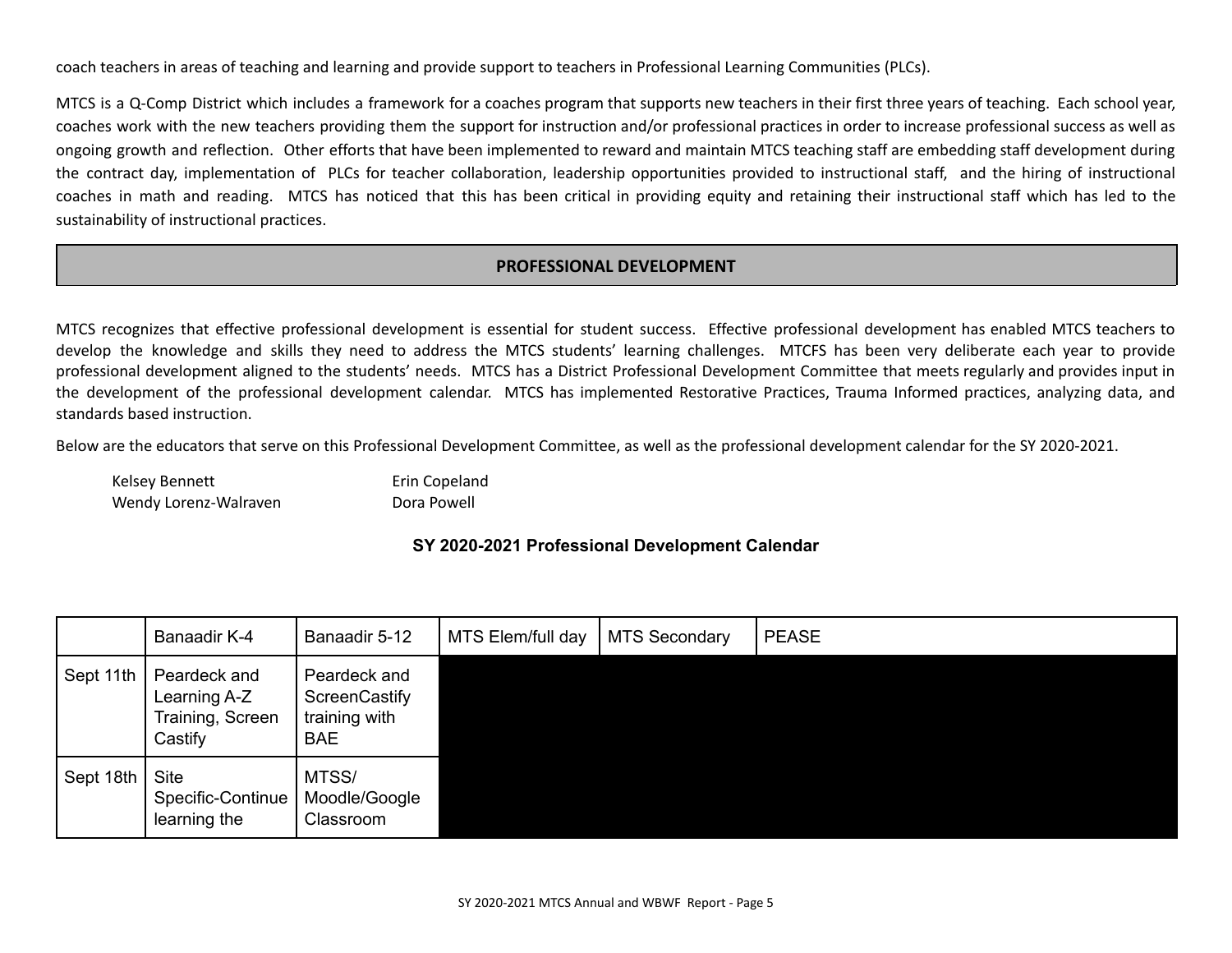coach teachers in areas of teaching and learning and provide support to teachers in Professional Learning Communities (PLCs).

MTCS is a Q-Comp District which includes a framework for a coaches program that supports new teachers in their first three years of teaching. Each school year, coaches work with the new teachers providing them the support for instruction and/or professional practices in order to increase professional success as well as ongoing growth and reflection. Other efforts that have been implemented to reward and maintain MTCS teaching staff are embedding staff development during the contract day, implementation of PLCs for teacher collaboration, leadership opportunities provided to instructional staff, and the hiring of instructional coaches in math and reading. MTCS has noticed that this has been critical in providing equity and retaining their instructional staff which has led to the sustainability of instructional practices.

## PROFESSIONAL DEVELOPMENT

MTCS recognizes that effective professional development is essential for student success. Effective professional development has enabled MTCS teachers to develop the knowledge and skills they need to address the MTCS students' learning challenges. MTCFS has been very deliberate each year to provide professional development aligned to the students' needs. MTCS has a District Professional Development Committee that meets regularly and provides input in the development of the professional development calendar. MTCS has implemented Restorative Practices, Trauma Informed practices, analyzing data, and standards based instruction.

Below are the educators that serve on this Professional Development Committee, as well as the professional development calendar for the SY 2020-2021.

Kelsey Bennett　　Erin Copeland
Wendy Lorenz-Walraven　　Dora Powell

### SY 2020-2021 Professional Development Calendar

| | Banaadir K-4 | Banaadir 5-12 | MTS Elem/full day | MTS Secondary | PEASE |
|---|---|---|---|---|---|
| Sept 11th | Peardeck and Learning A-Z Training, Screen Castify | Peardeck and ScreenCastify training with BAE | | | |
| Sept 18th | Site Specific-Continue learning the | MTSS/ Moodle/Google Classroom | | | |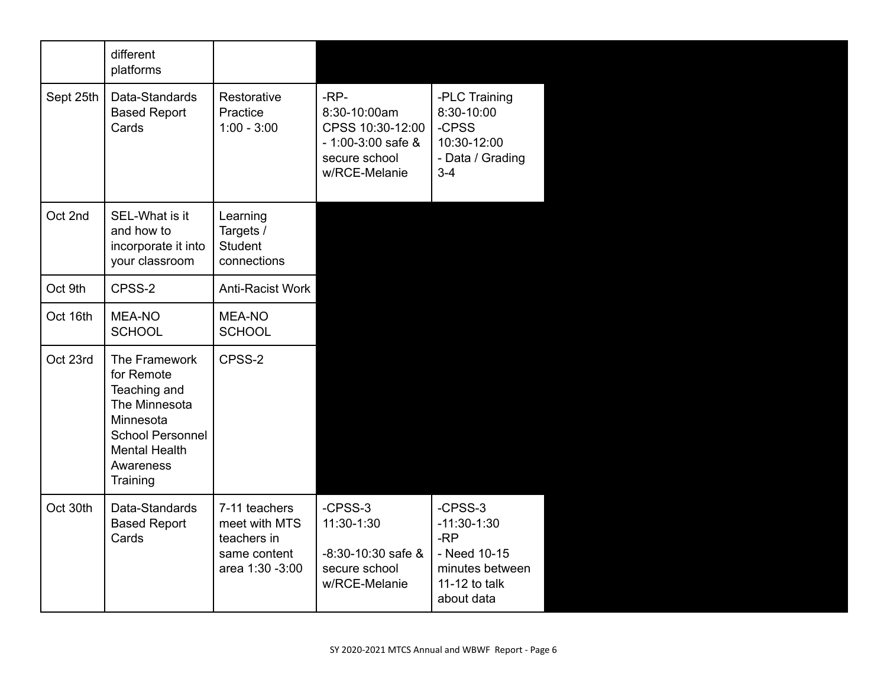| | different platforms | | | |
|---|---|---|---|---|
| Sept 25th | Data-Standards Based Report Cards | Restorative Practice 1:00 - 3:00 | -RP- 8:30-10:00am CPSS 10:30-12:00 - 1:00-3:00 safe & secure school w/RCE-Melanie | -PLC Training 8:30-10:00 -CPSS 10:30-12:00 - Data / Grading 3-4 |
| Oct 2nd | SEL-What is it and how to incorporate it into your classroom | Learning Targets / Student connections | | |
| Oct 9th | CPSS-2 | Anti-Racist Work | | |
| Oct 16th | MEA-NO SCHOOL | MEA-NO SCHOOL | | |
| Oct 23rd | The Framework for Remote Teaching and The Minnesota Minnesota School Personnel Mental Health Awareness Training | CPSS-2 | | |
| Oct 30th | Data-Standards Based Report Cards | 7-11 teachers meet with MTS teachers in same content area 1:30 -3:00 | -CPSS-3 11:30-1:30<br><br>-8:30-10:30 safe & secure school w/RCE-Melanie | -CPSS-3 -11:30-1:30 -RP - Need 10-15 minutes between 11-12 to talk about data |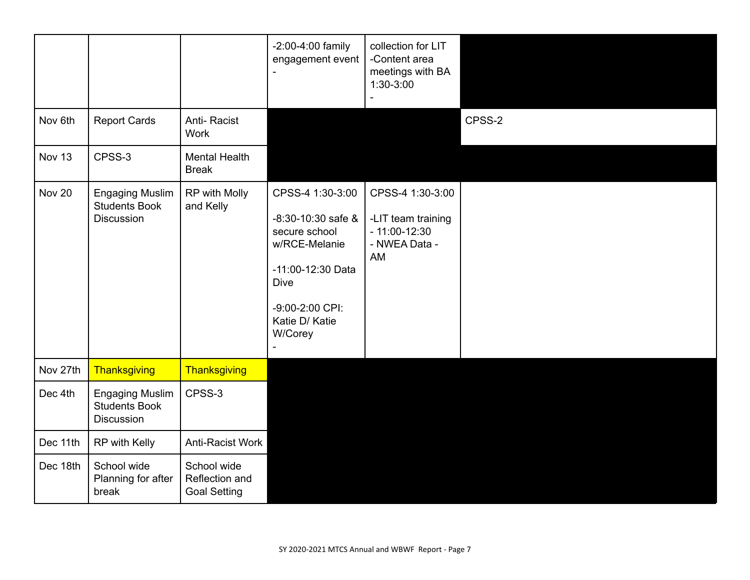| | | | | | |
|---|---|---|---|---|---|
| | | | -2:00-4:00 family engagement event<br>- | collection for LIT<br>-Content area meetings with BA 1:30-3:00<br>- | |
| Nov 6th | Report Cards | Anti- Racist Work | | | CPSS-2 |
| Nov 13 | CPSS-3 | Mental Health Break | | | |
| Nov 20 | Engaging Muslim Students Book Discussion | RP with Molly and Kelly | CPSS-4 1:30-3:00<br><br>-8:30-10:30 safe & secure school w/RCE-Melanie<br><br>-11:00-12:30 Data Dive<br><br>-9:00-2:00 CPI: Katie D/ Katie W/Corey<br>- | CPSS-4 1:30-3:00<br><br>-LIT team training - 11:00-12:30<br>- NWEA Data - AM | |
| Nov 27th | Thanksgiving | Thanksgiving | | | |
| Dec 4th | Engaging Muslim Students Book Discussion | CPSS-3 | | | |
| Dec 11th | RP with Kelly | Anti-Racist Work | | | |
| Dec 18th | School wide Planning for after break | School wide Reflection and Goal Setting | | | |

SY 2020-2021 MTCS Annual and WBWF Report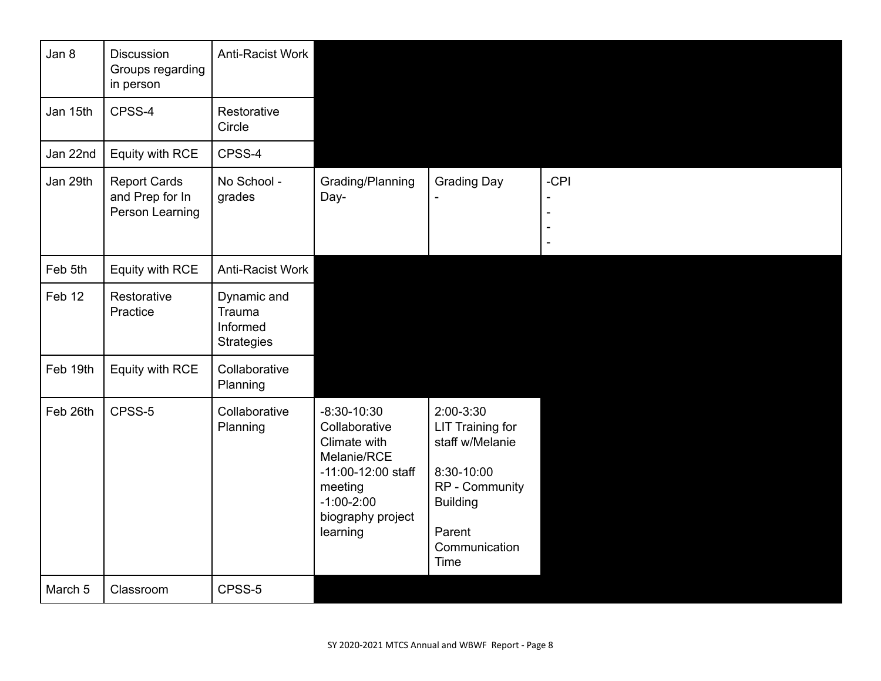| | | | | | |
|---|---|---|---|---|---|
| Jan 8 | Discussion Groups regarding in person | Anti-Racist Work | | | |
| Jan 15th | CPSS-4 | Restorative Circle | | | |
| Jan 22nd | Equity with RCE | CPSS-4 | | | |
| Jan 29th | Report Cards and Prep for In Person Learning | No School - grades | Grading/Planning Day- | Grading Day<br>- | -CPI<br>-<br>-<br>-<br>- |
| Feb 5th | Equity with RCE | Anti-Racist Work | | | |
| Feb 12 | Restorative Practice | Dynamic and Trauma Informed Strategies | | | |
| Feb 19th | Equity with RCE | Collaborative Planning | | | |
| Feb 26th | CPSS-5 | Collaborative Planning | -8:30-10:30 Collaborative Climate with Melanie/RCE<br>-11:00-12:00 staff meeting<br>-1:00-2:00 biography project learning | 2:00-3:30 LIT Training for staff w/Melanie<br><br>8:30-10:00 RP - Community Building<br><br>Parent Communication Time | |
| March 5 | Classroom | CPSS-5 | | | |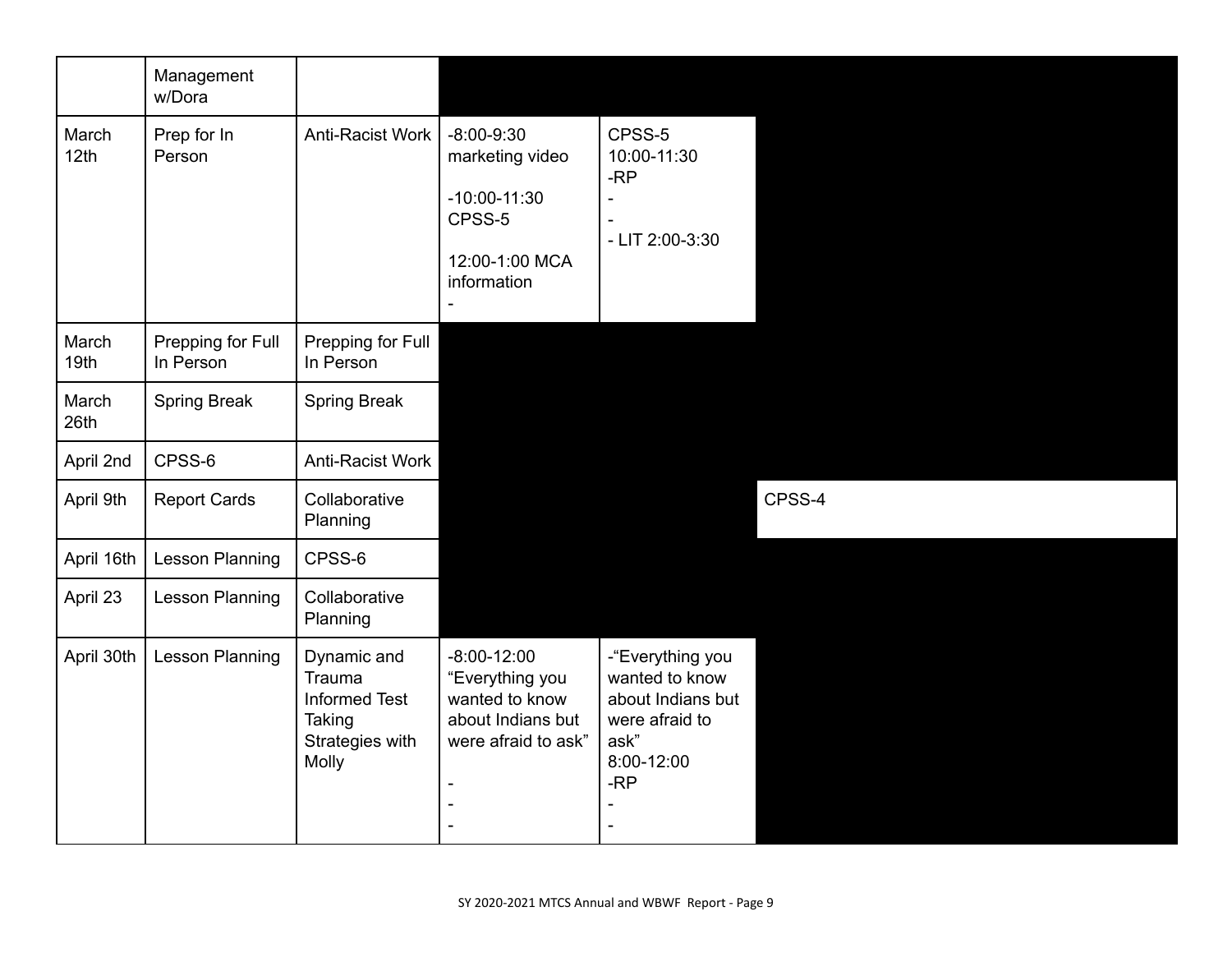|  | Management w/Dora |  |  |  |  |
|---|---|---|---|---|---|
| March 12th | Prep for In Person | Anti-Racist Work | -8:00-9:30 marketing video<br><br>-10:00-11:30 CPSS-5<br><br>12:00-1:00 MCA information<br>- | CPSS-5 10:00-11:30<br>-RP<br>-<br>-<br>- LIT 2:00-3:30 |  |
| March 19th | Prepping for Full In Person | Prepping for Full In Person |  |  |  |
| March 26th | Spring Break | Spring Break |  |  |  |
| April 2nd | CPSS-6 | Anti-Racist Work |  |  |  |
| April 9th | Report Cards | Collaborative Planning |  |  | CPSS-4 |
| April 16th | Lesson Planning | CPSS-6 |  |  |  |
| April 23 | Lesson Planning | Collaborative Planning |  |  |  |
| April 30th | Lesson Planning | Dynamic and Trauma Informed Test Taking Strategies with Molly | -8:00-12:00 "Everything you wanted to know about Indians but were afraid to ask"<br><br>-<br>-<br>- | -"Everything you wanted to know about Indians but were afraid to ask" 8:00-12:00<br>-RP<br>-<br>- |  |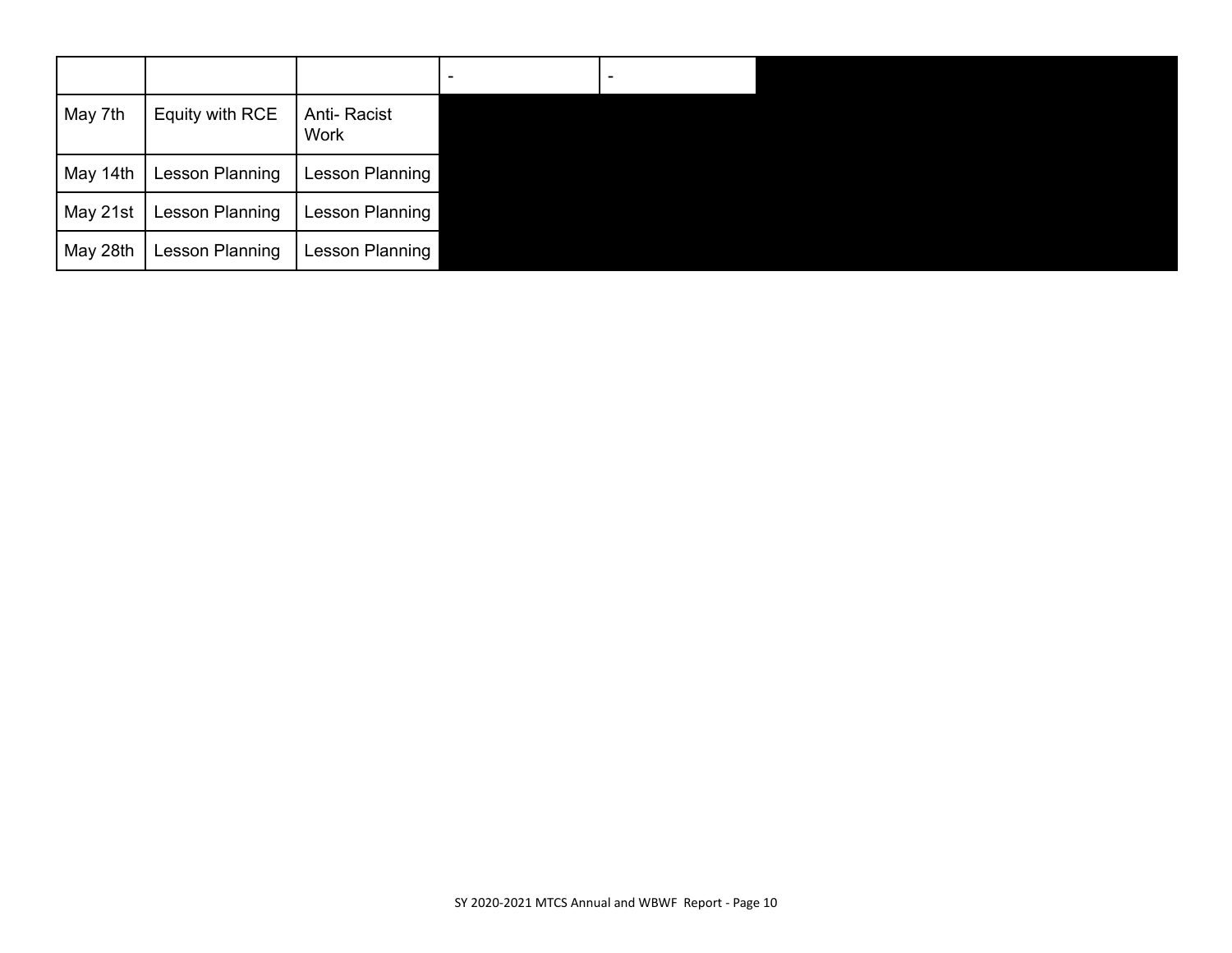| | | | - | - | |
|---|---|---|---|---|---|
| May 7th | Equity with RCE | Anti- Racist Work | | | |
| May 14th | Lesson Planning | Lesson Planning | | | |
| May 21st | Lesson Planning | Lesson Planning | | | |
| May 28th | Lesson Planning | Lesson Planning | | | |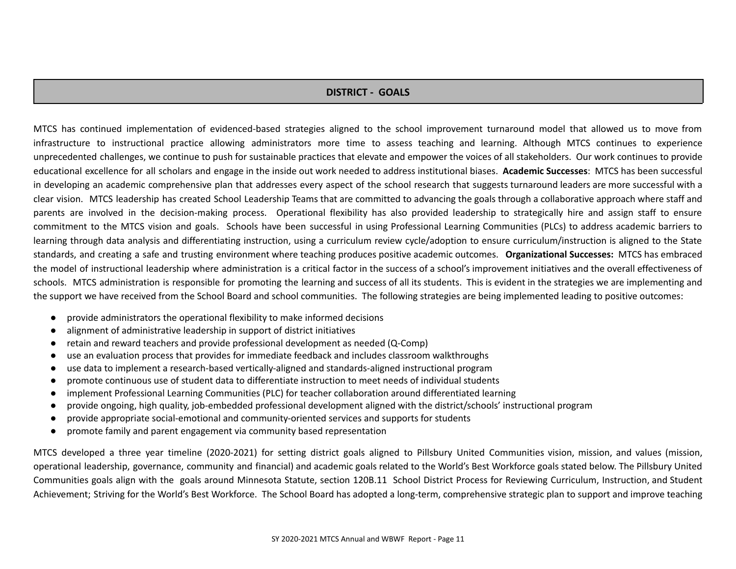## DISTRICT - GOALS

MTCS has continued implementation of evidenced-based strategies aligned to the school improvement turnaround model that allowed us to move from infrastructure to instructional practice allowing administrators more time to assess teaching and learning. Although MTCS continues to experience unprecedented challenges, we continue to push for sustainable practices that elevate and empower the voices of all stakeholders. Our work continues to provide educational excellence for all scholars and engage in the inside out work needed to address institutional biases. **Academic Successes**: MTCS has been successful in developing an academic comprehensive plan that addresses every aspect of the school research that suggests turnaround leaders are more successful with a clear vision. MTCS leadership has created School Leadership Teams that are committed to advancing the goals through a collaborative approach where staff and parents are involved in the decision-making process. Operational flexibility has also provided leadership to strategically hire and assign staff to ensure commitment to the MTCS vision and goals. Schools have been successful in using Professional Learning Communities (PLCs) to address academic barriers to learning through data analysis and differentiating instruction, using a curriculum review cycle/adoption to ensure curriculum/instruction is aligned to the State standards, and creating a safe and trusting environment where teaching produces positive academic outcomes. **Organizational Successes:** MTCS has embraced the model of instructional leadership where administration is a critical factor in the success of a school's improvement initiatives and the overall effectiveness of schools. MTCS administration is responsible for promoting the learning and success of all its students. This is evident in the strategies we are implementing and the support we have received from the School Board and school communities. The following strategies are being implemented leading to positive outcomes:

- provide administrators the operational flexibility to make informed decisions
- alignment of administrative leadership in support of district initiatives
- retain and reward teachers and provide professional development as needed (Q-Comp)
- use an evaluation process that provides for immediate feedback and includes classroom walkthroughs
- use data to implement a research-based vertically-aligned and standards-aligned instructional program
- promote continuous use of student data to differentiate instruction to meet needs of individual students
- implement Professional Learning Communities (PLC) for teacher collaboration around differentiated learning
- provide ongoing, high quality, job-embedded professional development aligned with the district/schools' instructional program
- provide appropriate social-emotional and community-oriented services and supports for students
- promote family and parent engagement via community based representation

MTCS developed a three year timeline (2020-2021) for setting district goals aligned to Pillsbury United Communities vision, mission, and values (mission, operational leadership, governance, community and financial) and academic goals related to the World's Best Workforce goals stated below. The Pillsbury United Communities goals align with the goals around Minnesota Statute, section 120B.11 School District Process for Reviewing Curriculum, Instruction, and Student Achievement; Striving for the World's Best Workforce. The School Board has adopted a long-term, comprehensive strategic plan to support and improve teaching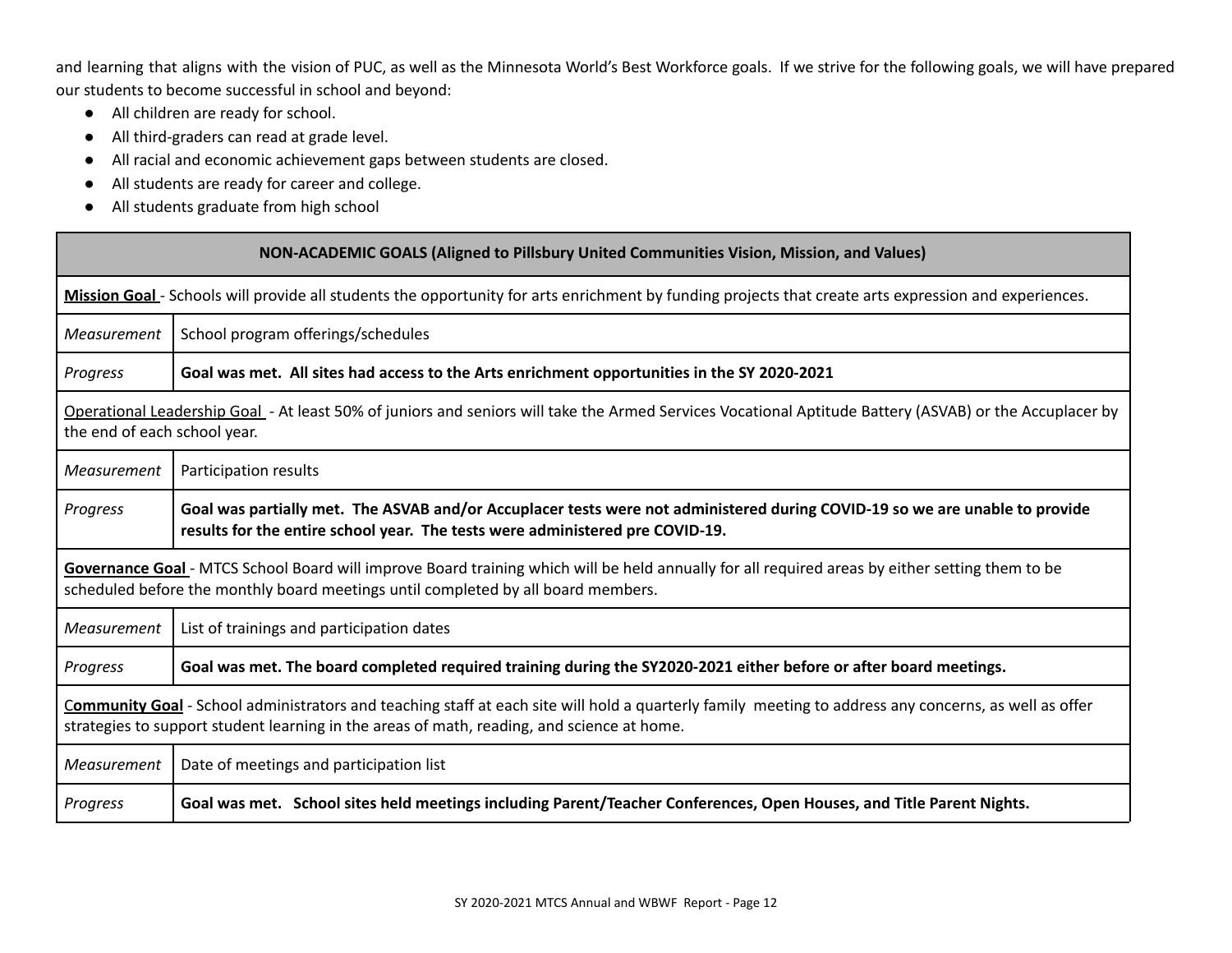and learning that aligns with the vision of PUC, as well as the Minnesota World's Best Workforce goals. If we strive for the following goals, we will have prepared our students to become successful in school and beyond:

- All children are ready for school.
- All third-graders can read at grade level.
- All racial and economic achievement gaps between students are closed.
- All students are ready for career and college.
- All students graduate from high school

| **NON-ACADEMIC GOALS (Aligned to Pillsbury United Communities Vision, Mission, and Values)** | |
|---|---|
| **Mission Goal** - Schools will provide all students the opportunity for arts enrichment by funding projects that create arts expression and experiences. | |
| *Measurement* | School program offerings/schedules |
| *Progress* | **Goal was met. All sites had access to the Arts enrichment opportunities in the SY 2020-2021** |
| Operational Leadership Goal - At least 50% of juniors and seniors will take the Armed Services Vocational Aptitude Battery (ASVAB) or the Accuplacer by the end of each school year. | |
| *Measurement* | Participation results |
| *Progress* | **Goal was partially met. The ASVAB and/or Accuplacer tests were not administered during COVID-19 so we are unable to provide results for the entire school year. The tests were administered pre COVID-19.** |
| **Governance Goal** - MTCS School Board will improve Board training which will be held annually for all required areas by either setting them to be scheduled before the monthly board meetings until completed by all board members. | |
| *Measurement* | List of trainings and participation dates |
| *Progress* | **Goal was met. The board completed required training during the SY2020-2021 either before or after board meetings.** |
| C**ommunity Goal** - School administrators and teaching staff at each site will hold a quarterly family meeting to address any concerns, as well as offer strategies to support student learning in the areas of math, reading, and science at home. | |
| *Measurement* | Date of meetings and participation list |
| *Progress* | **Goal was met. School sites held meetings including Parent/Teacher Conferences, Open Houses, and Title Parent Nights.** |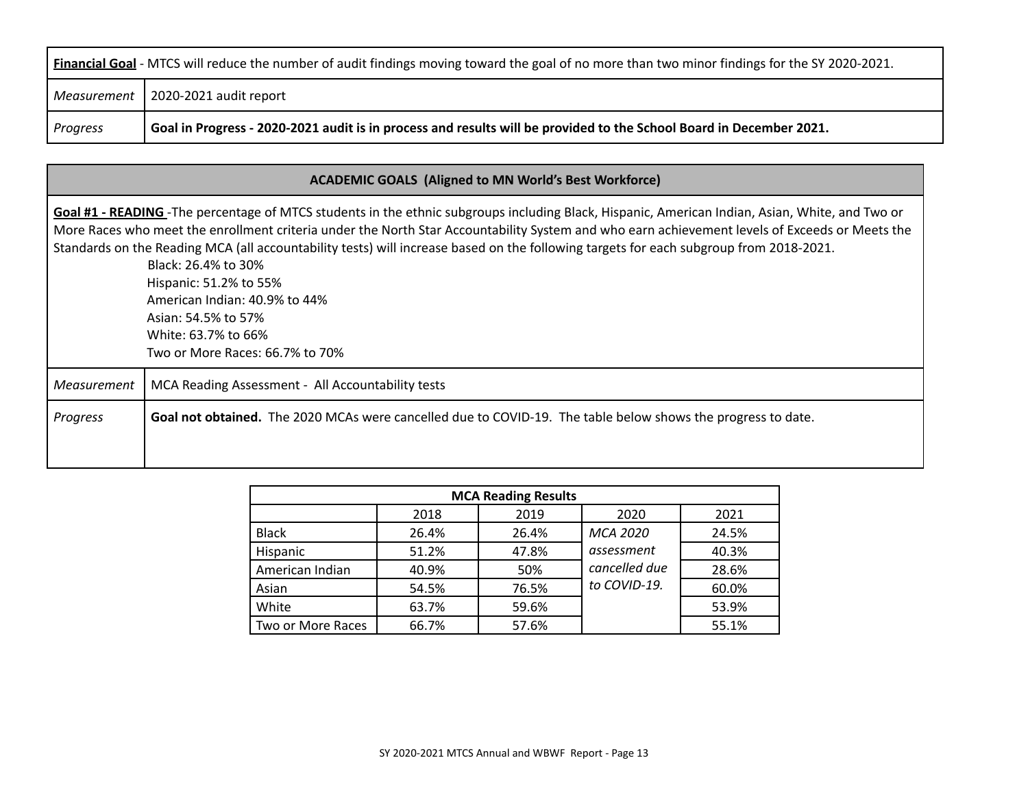| **Financial Goal** - MTCS will reduce the number of audit findings moving toward the goal of no more than two minor findings for the SY 2020-2021. | |
|---|---|
| *Measurement* | 2020-2021 audit report |
| *Progress* | **Goal in Progress - 2020-2021 audit is in process and results will be provided to the School Board in December 2021.** |

| **ACADEMIC GOALS (Aligned to MN World's Best Workforce)** | |
|---|---|
| **Goal #1 - READING** -The percentage of MTCS students in the ethnic subgroups including Black, Hispanic, American Indian, Asian, White, and Two or More Races who meet the enrollment criteria under the North Star Accountability System and who earn achievement levels of Exceeds or Meets the Standards on the Reading MCA (all accountability tests) will increase based on the following targets for each subgroup from 2018-2021.<br>Black: 26.4% to 30%<br>Hispanic: 51.2% to 55%<br>American Indian: 40.9% to 44%<br>Asian: 54.5% to 57%<br>White: 63.7% to 66%<br>Two or More Races: 66.7% to 70% | |
| *Measurement* | MCA Reading Assessment - All Accountability tests |
| *Progress* | **Goal not obtained.** The 2020 MCAs were cancelled due to COVID-19. The table below shows the progress to date. |

| **MCA Reading Results** | | | | |
|---|---|---|---|---|
| | 2018 | 2019 | 2020 | 2021 |
| Black | 26.4% | 26.4% | *MCA 2020 assessment cancelled due to COVID-19.* | 24.5% |
| Hispanic | 51.2% | 47.8% | | 40.3% |
| American Indian | 40.9% | 50% | | 28.6% |
| Asian | 54.5% | 76.5% | | 60.0% |
| White | 63.7% | 59.6% | | 53.9% |
| Two or More Races | 66.7% | 57.6% | | 55.1% |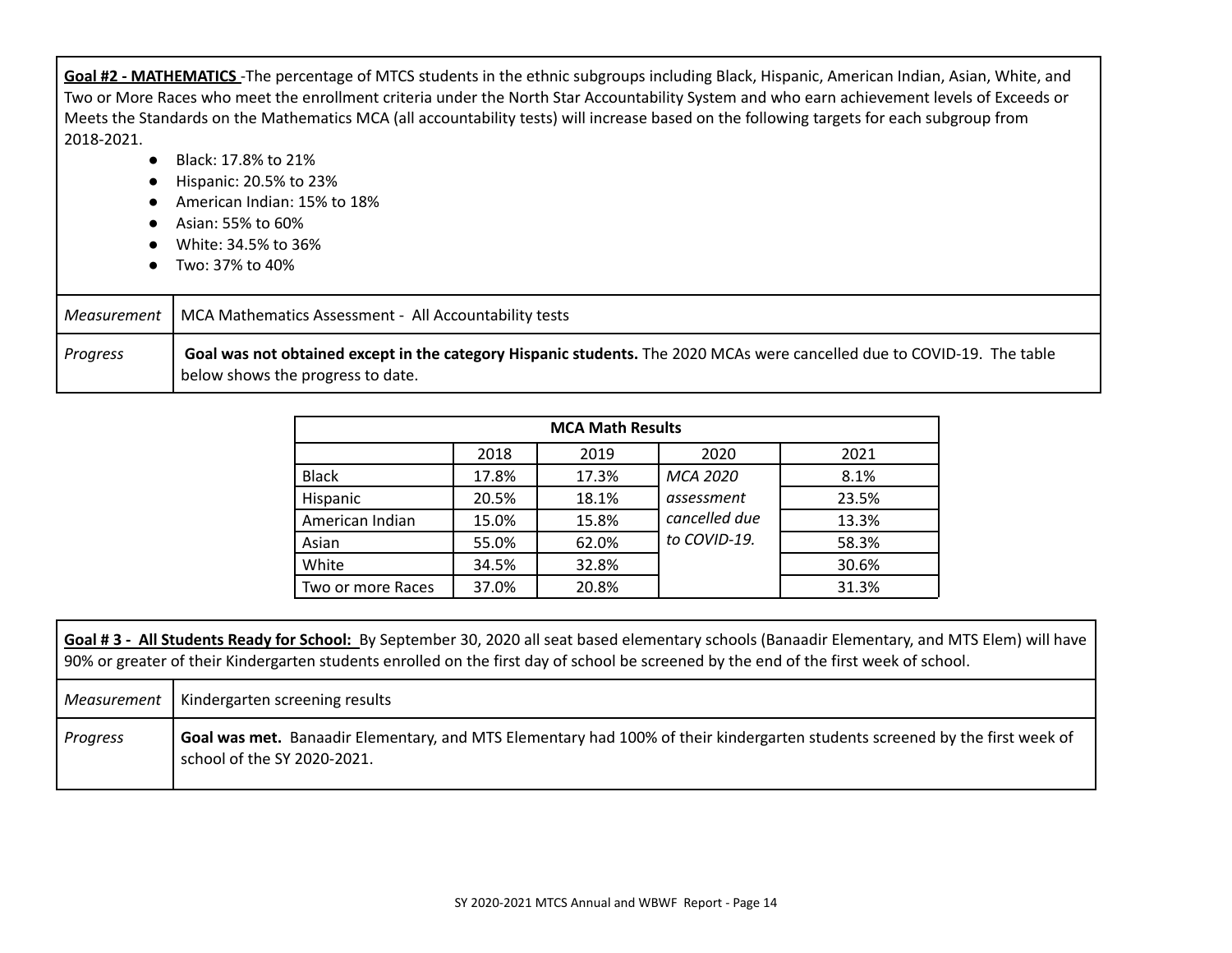**Goal #2 - MATHEMATICS** -The percentage of MTCS students in the ethnic subgroups including Black, Hispanic, American Indian, Asian, White, and Two or More Races who meet the enrollment criteria under the North Star Accountability System and who earn achievement levels of Exceeds or Meets the Standards on the Mathematics MCA (all accountability tests) will increase based on the following targets for each subgroup from 2018-2021.

- Black: 17.8% to 21%
- Hispanic: 20.5% to 23%
- American Indian: 15% to 18%
- Asian: 55% to 60%
- White: 34.5% to 36%
- Two: 37% to 40%

| *Measurement* | MCA Mathematics Assessment - All Accountability tests |
|---|---|
| *Progress* | **Goal was not obtained except in the category Hispanic students.** The 2020 MCAs were cancelled due to COVID-19. The table below shows the progress to date. |

| MCA Math Results | | | | |
|---|---|---|---|---|
| | 2018 | 2019 | 2020 | 2021 |
| Black | 17.8% | 17.3% | *MCA 2020 assessment cancelled due to COVID-19.* | 8.1% |
| Hispanic | 20.5% | 18.1% | | 23.5% |
| American Indian | 15.0% | 15.8% | | 13.3% |
| Asian | 55.0% | 62.0% | | 58.3% |
| White | 34.5% | 32.8% | | 30.6% |
| Two or more Races | 37.0% | 20.8% | | 31.3% |

**Goal # 3 - All Students Ready for School:** By September 30, 2020 all seat based elementary schools (Banaadir Elementary, and MTS Elem) will have 90% or greater of their Kindergarten students enrolled on the first day of school be screened by the end of the first week of school.

| *Measurement* | Kindergarten screening results |
|---|---|
| *Progress* | **Goal was met.** Banaadir Elementary, and MTS Elementary had 100% of their kindergarten students screened by the first week of school of the SY 2020-2021. |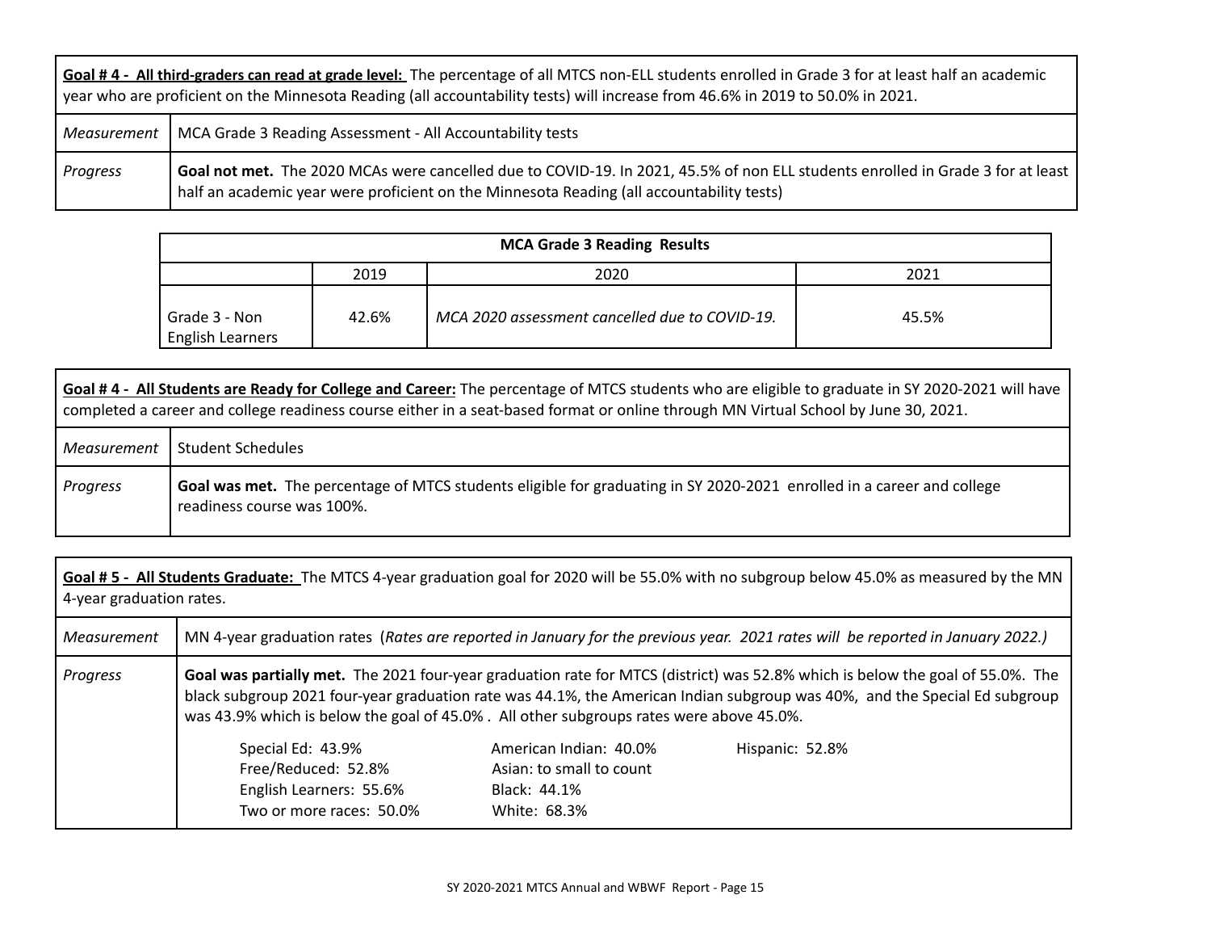| **Goal # 4 - All third-graders can read at grade level:** The percentage of all MTCS non-ELL students enrolled in Grade 3 for at least half an academic year who are proficient on the Minnesota Reading (all accountability tests) will increase from 46.6% in 2019 to 50.0% in 2021. | |
|---|---|
| *Measurement* | MCA Grade 3 Reading Assessment - All Accountability tests |
| *Progress* | **Goal not met.** The 2020 MCAs were cancelled due to COVID-19. In 2021, 45.5% of non ELL students enrolled in Grade 3 for at least half an academic year were proficient on the Minnesota Reading (all accountability tests) |

| **MCA Grade 3 Reading Results** | | | |
|---|---|---|---|
| | 2019 | 2020 | 2021 |
| Grade 3 - Non English Learners | 42.6% | *MCA 2020 assessment cancelled due to COVID-19.* | 45.5% |

| **Goal # 4 - All Students are Ready for College and Career:** The percentage of MTCS students who are eligible to graduate in SY 2020-2021 will have completed a career and college readiness course either in a seat-based format or online through MN Virtual School by June 30, 2021. | |
|---|---|
| *Measurement* | Student Schedules |
| *Progress* | **Goal was met.** The percentage of MTCS students eligible for graduating in SY 2020-2021 enrolled in a career and college readiness course was 100%. |

| **Goal # 5 - All Students Graduate:** The MTCS 4-year graduation goal for 2020 will be 55.0% with no subgroup below 45.0% as measured by the MN 4-year graduation rates. | |
|---|---|
| *Measurement* | MN 4-year graduation rates (*Rates are reported in January for the previous year. 2021 rates will be reported in January 2022.)* |
| *Progress* | **Goal was partially met.** The 2021 four-year graduation rate for MTCS (district) was 52.8% which is below the goal of 55.0%. The black subgroup 2021 four-year graduation rate was 44.1%, the American Indian subgroup was 40%, and the Special Ed subgroup was 43.9% which is below the goal of 45.0% . All other subgroups rates were above 45.0%.<br><br>Special Ed: 43.9% — American Indian: 40.0% — Hispanic: 52.8%<br>Free/Reduced: 52.8% — Asian: to small to count<br>English Learners: 55.6% — Black: 44.1%<br>Two or more races: 50.0% — White: 68.3% |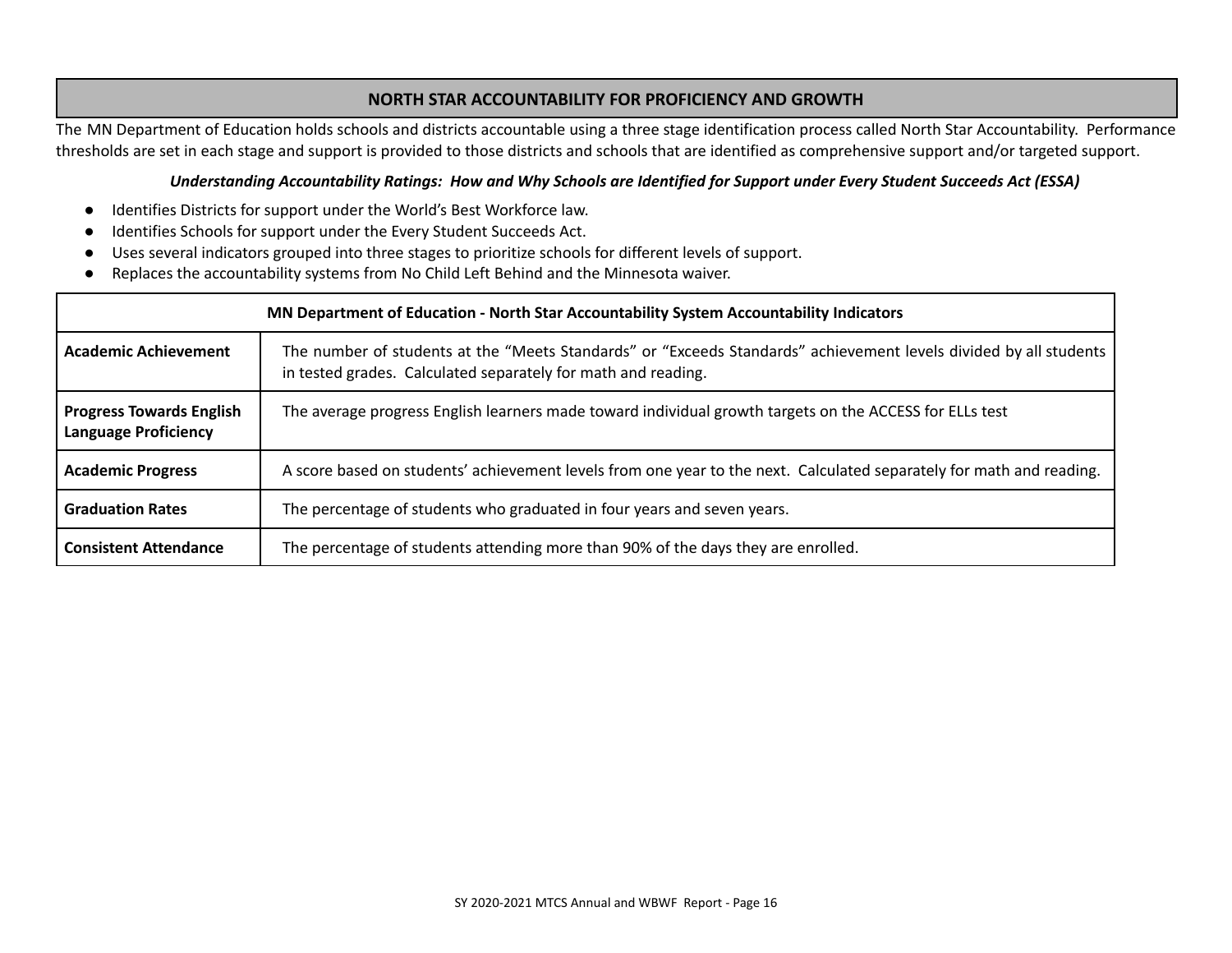## NORTH STAR ACCOUNTABILITY FOR PROFICIENCY AND GROWTH

The MN Department of Education holds schools and districts accountable using a three stage identification process called North Star Accountability. Performance thresholds are set in each stage and support is provided to those districts and schools that are identified as comprehensive support and/or targeted support.

***Understanding Accountability Ratings: How and Why Schools are Identified for Support under Every Student Succeeds Act (ESSA)***

- Identifies Districts for support under the World's Best Workforce law.
- Identifies Schools for support under the Every Student Succeeds Act.
- Uses several indicators grouped into three stages to prioritize schools for different levels of support.
- Replaces the accountability systems from No Child Left Behind and the Minnesota waiver.

| MN Department of Education - North Star Accountability System Accountability Indicators | |
|---|---|
| **Academic Achievement** | The number of students at the "Meets Standards" or "Exceeds Standards" achievement levels divided by all students in tested grades. Calculated separately for math and reading. |
| **Progress Towards English Language Proficiency** | The average progress English learners made toward individual growth targets on the ACCESS for ELLs test |
| **Academic Progress** | A score based on students' achievement levels from one year to the next. Calculated separately for math and reading. |
| **Graduation Rates** | The percentage of students who graduated in four years and seven years. |
| **Consistent Attendance** | The percentage of students attending more than 90% of the days they are enrolled. |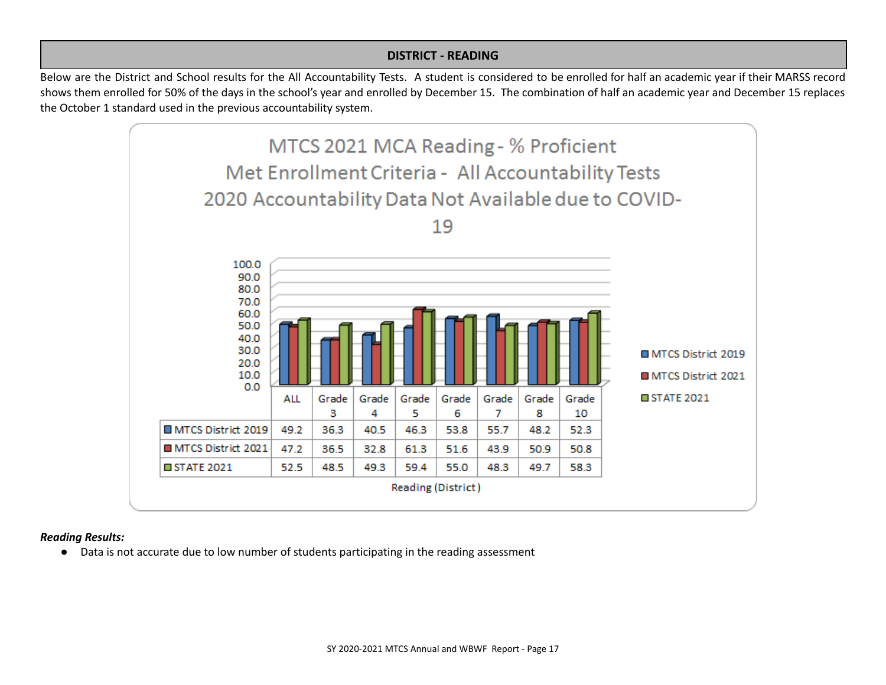## DISTRICT - READING

Below are the District and School results for the All Accountability Tests. A student is considered to be enrolled for half an academic year if their MARSS record shows them enrolled for 50% of the days in the school's year and enrolled by December 15. The combination of half an academic year and December 15 replaces the October 1 standard used in the previous accountability system.

MTCS 2021 MCA Reading - % Proficient
Met Enrollment Criteria - All Accountability Tests
2020 Accountability Data Not Available due to COVID-19

| | ALL | Grade 3 | Grade 4 | Grade 5 | Grade 6 | Grade 7 | Grade 8 | Grade 10 |
|---|---|---|---|---|---|---|---|---|
| MTCS District 2019 | 49.2 | 36.3 | 40.5 | 46.3 | 53.8 | 55.7 | 48.2 | 52.3 |
| MTCS District 2021 | 47.2 | 36.5 | 32.8 | 61.3 | 51.6 | 43.9 | 50.9 | 50.8 |
| STATE 2021 | 52.5 | 48.5 | 49.3 | 59.4 | 55.0 | 48.3 | 49.7 | 58.3 |

Reading (District)

***Reading Results:***

- Data is not accurate due to low number of students participating in the reading assessment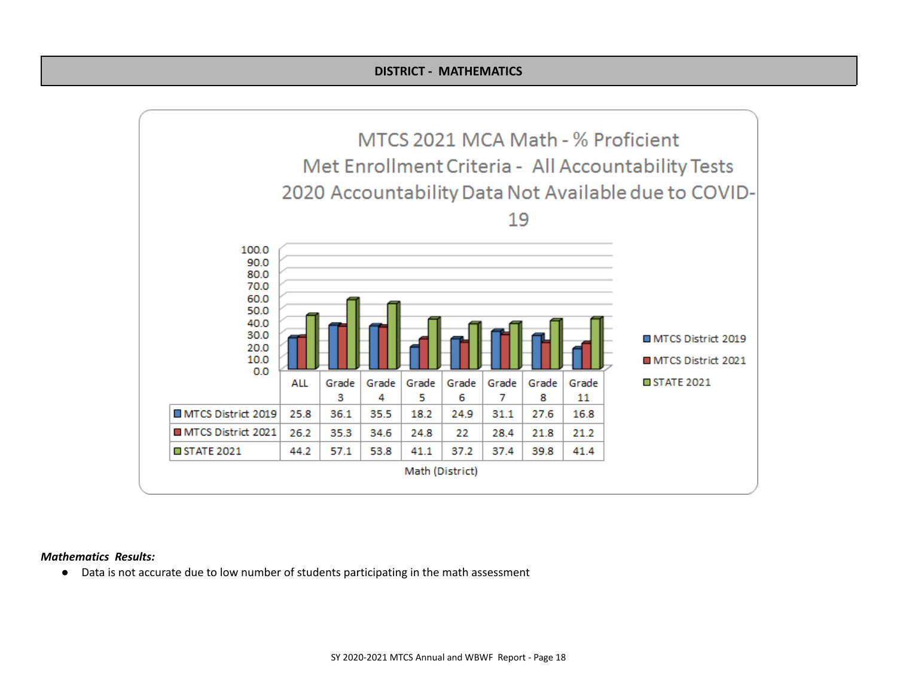## DISTRICT - MATHEMATICS

**MTCS 2021 MCA Math - % Proficient**
**Met Enrollment Criteria - All Accountability Tests**
**2020 Accountability Data Not Available due to COVID-19**

| | ALL | Grade 3 | Grade 4 | Grade 5 | Grade 6 | Grade 7 | Grade 8 | Grade 11 |
|---|---|---|---|---|---|---|---|---|
| MTCS District 2019 | 25.8 | 36.1 | 35.5 | 18.2 | 24.9 | 31.1 | 27.6 | 16.8 |
| MTCS District 2021 | 26.2 | 35.3 | 34.6 | 24.8 | 22 | 28.4 | 21.8 | 21.2 |
| STATE 2021 | 44.2 | 57.1 | 53.8 | 41.1 | 37.2 | 37.4 | 39.8 | 41.4 |

Math (District)

***Mathematics Results:***

- Data is not accurate due to low number of students participating in the math assessment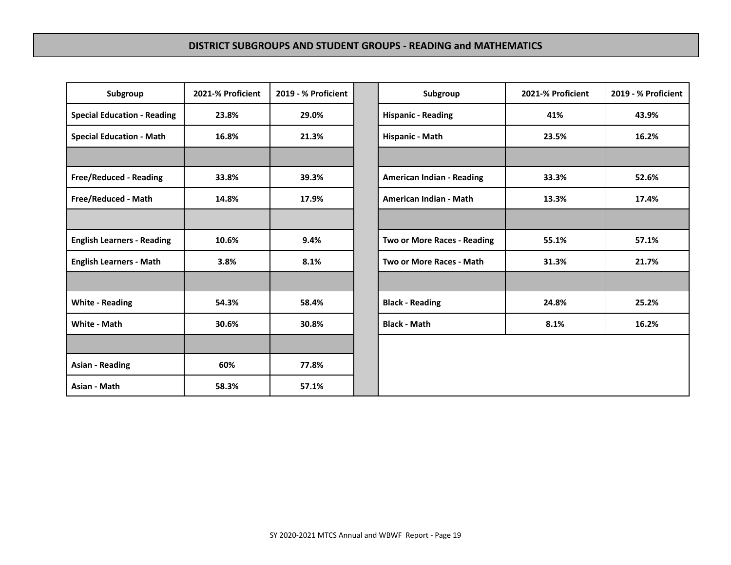## DISTRICT SUBGROUPS AND STUDENT GROUPS - READING and MATHEMATICS

| Subgroup | 2021-% Proficient | 2019 - % Proficient |
|---|---|---|
| Special Education - Reading | 23.8% | 29.0% |
| Special Education - Math | 16.8% | 21.3% |
| | | |
| Free/Reduced - Reading | 33.8% | 39.3% |
| Free/Reduced - Math | 14.8% | 17.9% |
| | | |
| English Learners - Reading | 10.6% | 9.4% |
| English Learners - Math | 3.8% | 8.1% |
| | | |
| White - Reading | 54.3% | 58.4% |
| White - Math | 30.6% | 30.8% |
| | | |
| Asian - Reading | 60% | 77.8% |
| Asian - Math | 58.3% | 57.1% |

| Subgroup | 2021-% Proficient | 2019 - % Proficient |
|---|---|---|
| Hispanic - Reading | 41% | 43.9% |
| Hispanic - Math | 23.5% | 16.2% |
| | | |
| American Indian - Reading | 33.3% | 52.6% |
| American Indian - Math | 13.3% | 17.4% |
| | | |
| Two or More Races - Reading | 55.1% | 57.1% |
| Two or More Races - Math | 31.3% | 21.7% |
| | | |
| Black - Reading | 24.8% | 25.2% |
| Black - Math | 8.1% | 16.2% |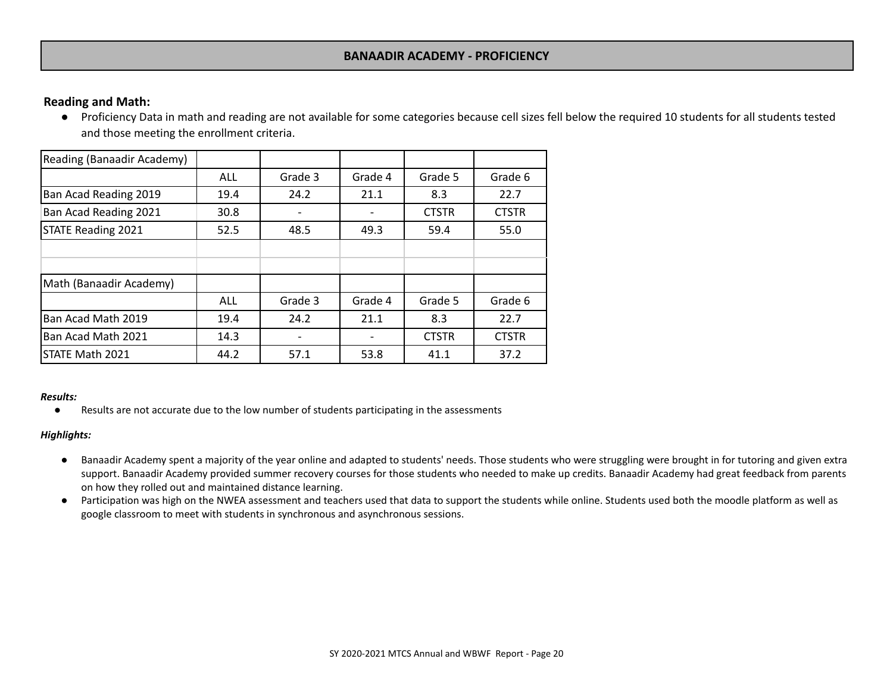## BANAADIR ACADEMY - PROFICIENCY

**Reading and Math:**

- Proficiency Data in math and reading are not available for some categories because cell sizes fell below the required 10 students for all students tested and those meeting the enrollment criteria.

| Reading (Banaadir Academy) | | | | | |
|---|---|---|---|---|---|
| | ALL | Grade 3 | Grade 4 | Grade 5 | Grade 6 |
| Ban Acad Reading 2019 | 19.4 | 24.2 | 21.1 | 8.3 | 22.7 |
| Ban Acad Reading 2021 | 30.8 | - | - | CTSTR | CTSTR |
| STATE Reading 2021 | 52.5 | 48.5 | 49.3 | 59.4 | 55.0 |

| Math (Banaadir Academy) | | | | | |
|---|---|---|---|---|---|
| | ALL | Grade 3 | Grade 4 | Grade 5 | Grade 6 |
| Ban Acad Math 2019 | 19.4 | 24.2 | 21.1 | 8.3 | 22.7 |
| Ban Acad Math 2021 | 14.3 | - | - | CTSTR | CTSTR |
| STATE Math 2021 | 44.2 | 57.1 | 53.8 | 41.1 | 37.2 |

***Results:***

- Results are not accurate due to the low number of students participating in the assessments

***Highlights:***

- Banaadir Academy spent a majority of the year online and adapted to students' needs. Those students who were struggling were brought in for tutoring and given extra support. Banaadir Academy provided summer recovery courses for those students who needed to make up credits. Banaadir Academy had great feedback from parents on how they rolled out and maintained distance learning.
- Participation was high on the NWEA assessment and teachers used that data to support the students while online. Students used both the moodle platform as well as google classroom to meet with students in synchronous and asynchronous sessions.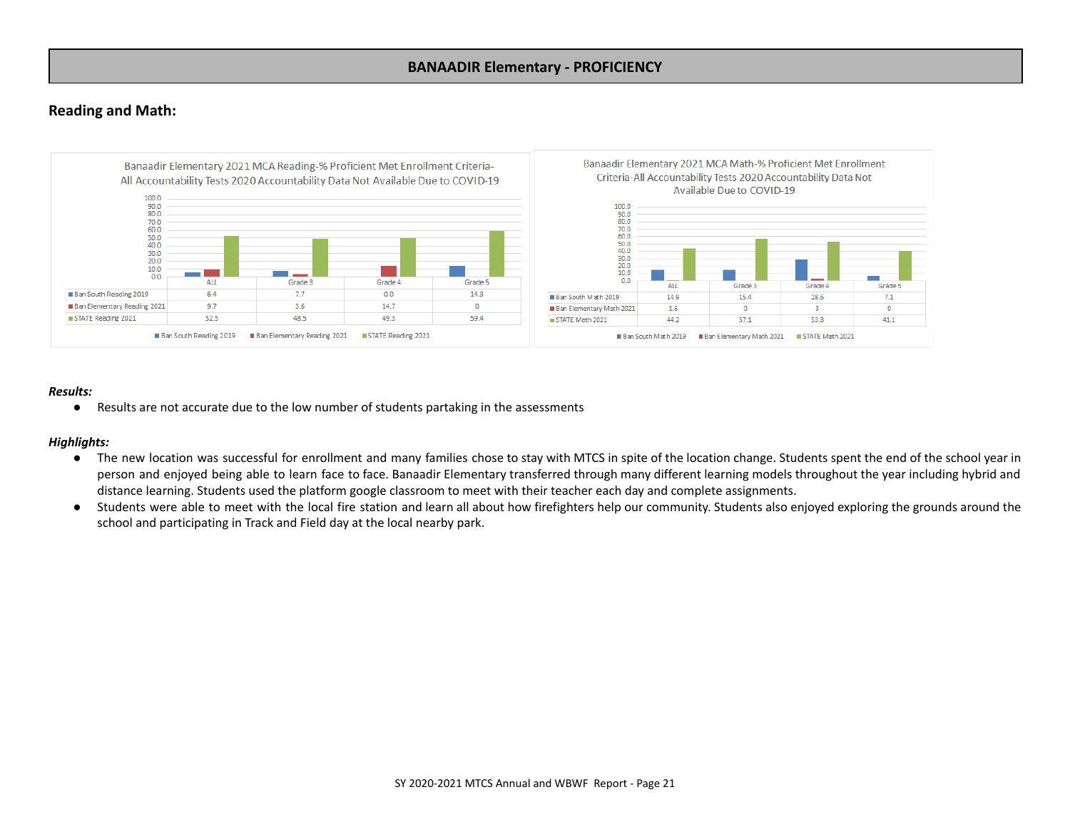## BANAADIR Elementary - PROFICIENCY

### Reading and Math:

**Banaadir Elementary 2021 MCA Reading-% Proficient Met Enrollment Criteria-All Accountability Tests 2020 Accountability Data Not Available Due to COVID-19**

| | ALL | Grade 3 | Grade 4 | Grade 5 |
|---|---|---|---|---|
| Ban South Reading 2019 | 6.4 | 7.7 | 0.0 | 14.3 |
| Ban Elementary Reading 2021 | 9.7 | 3.6 | 14.7 | 0 |
| STATE Reading 2021 | 52.5 | 48.5 | 49.3 | 59.4 |

**Banaadir Elementary 2021 MCA Math-% Proficient Met Enrollment Criteria-All Accountability Tests 2020 Accountability Data Not Available Due to COVID-19**

| | ALL | Grade 3 | Grade 4 | Grade 5 |
|---|---|---|---|---|
| Ban South Math 2019 | 14.9 | 15.4 | 28.6 | 7.1 |
| Ban Elementary Math 2021 | 1.6 | 0 | 3 | 0 |
| STATE Math 2021 | 44.2 | 57.1 | 53.8 | 41.1 |

***Results:***

- Results are not accurate due to the low number of students partaking in the assessments

***Highlights:***

- The new location was successful for enrollment and many families chose to stay with MTCS in spite of the location change. Students spent the end of the school year in person and enjoyed being able to learn face to face. Banaadir Elementary transferred through many different learning models throughout the year including hybrid and distance learning. Students used the platform google classroom to meet with their teacher each day and complete assignments.
- Students were able to meet with the local fire station and learn all about how firefighters help our community. Students also enjoyed exploring the grounds around the school and participating in Track and Field day at the local nearby park.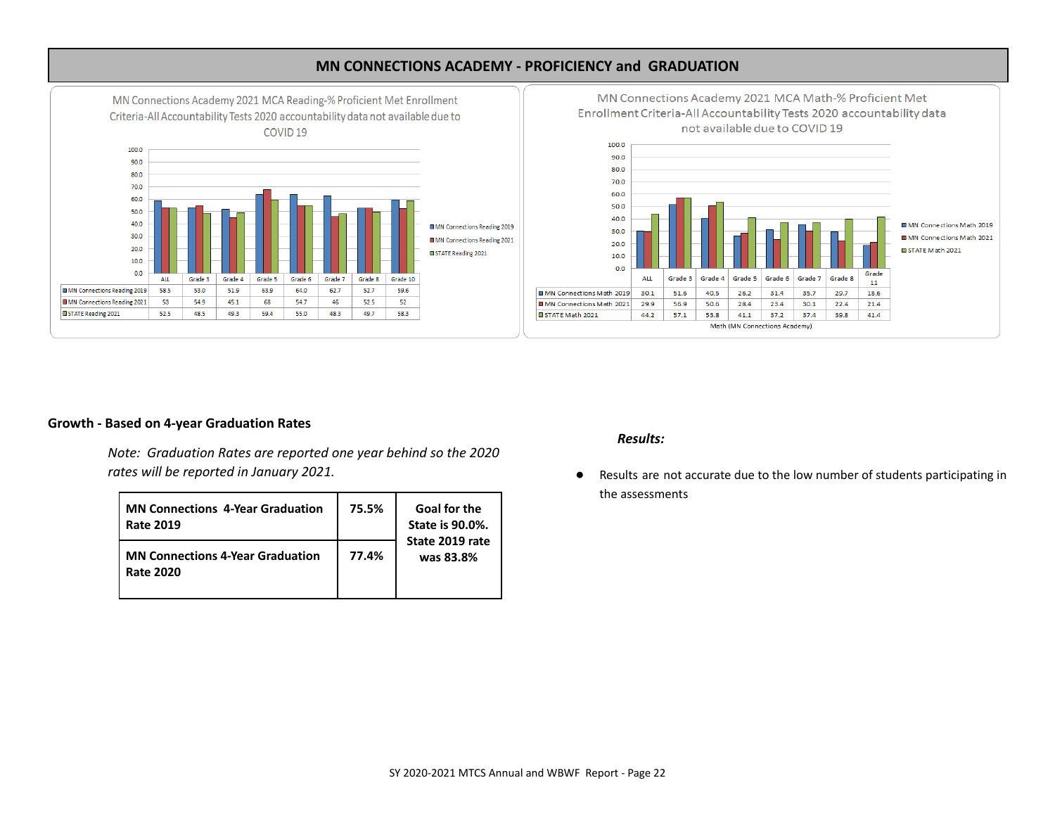## MN CONNECTIONS ACADEMY - PROFICIENCY and GRADUATION

MN Connections Academy 2021 MCA Reading-% Proficient Met Enrollment Criteria-All Accountability Tests 2020 accountability data not available due to COVID 19

| | ALL | Grade 3 | Grade 4 | Grade 5 | Grade 6 | Grade 7 | Grade 8 | Grade 10 |
|---|---|---|---|---|---|---|---|---|
| MN Connections Reading 2019 | 58.5 | 53.0 | 51.9 | 63.9 | 64.0 | 62.7 | 52.7 | 59.6 |
| MN Connections Reading 2021 | 53 | 54.9 | 45.1 | 68 | 54.7 | 46 | 52.5 | 52 |
| STATE Reading 2021 | 52.5 | 48.5 | 49.3 | 59.4 | 55.0 | 48.3 | 49.7 | 58.3 |

MN Connections Academy 2021 MCA Math-% Proficient Met Enrollment Criteria-All Accountability Tests 2020 accountability data not available due to COVID 19

| | ALL | Grade 3 | Grade 4 | Grade 5 | Grade 6 | Grade 7 | Grade 8 | Grade 11 |
|---|---|---|---|---|---|---|---|---|
| MN Connections Math 2019 | 30.1 | 51.6 | 40.5 | 26.2 | 31.4 | 35.7 | 29.7 | 18.6 |
| MN Connections Math 2021 | 29.9 | 56.9 | 50.6 | 28.4 | 23.4 | 30.1 | 22.4 | 21.4 |
| STATE Math 2021 | 44.2 | 57.1 | 53.8 | 41.1 | 37.2 | 37.4 | 39.8 | 41.4 |

Math (MN Connections Academy)

### Growth - Based on 4-year Graduation Rates

*Note: Graduation Rates are reported one year behind so the 2020 rates will be reported in January 2021.*

| | | |
|---|---|---|
| **MN Connections 4-Year Graduation Rate 2019** | **75.5%** | **Goal for the State is 90.0%. State 2019 rate was 83.8%** |
| **MN Connections 4-Year Graduation Rate 2020** | **77.4%** | |

***Results:***

- Results are not accurate due to the low number of students participating in the assessments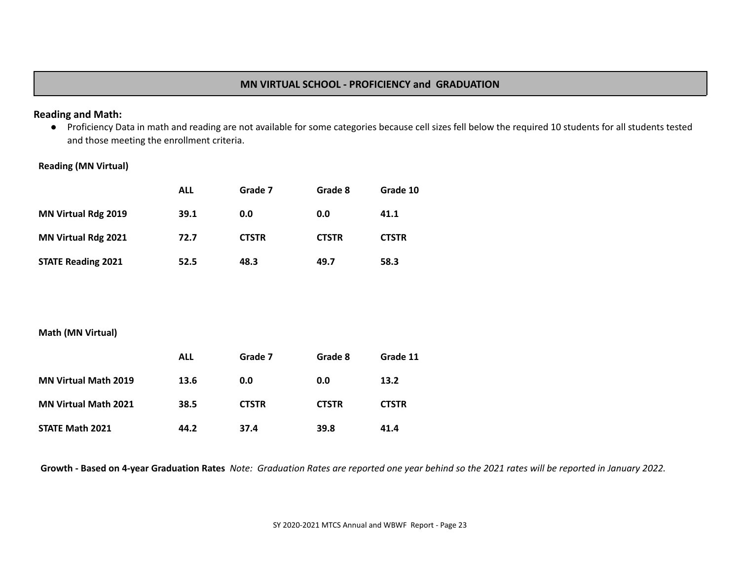## MN VIRTUAL SCHOOL - PROFICIENCY and GRADUATION

### Reading and Math:

- Proficiency Data in math and reading are not available for some categories because cell sizes fell below the required 10 students for all students tested and those meeting the enrollment criteria.

**Reading (MN Virtual)**

| | ALL | Grade 7 | Grade 8 | Grade 10 |
|---|---|---|---|---|
| **MN Virtual Rdg 2019** | **39.1** | **0.0** | **0.0** | **41.1** |
| **MN Virtual Rdg 2021** | **72.7** | **CTSTR** | **CTSTR** | **CTSTR** |
| **STATE Reading 2021** | **52.5** | **48.3** | **49.7** | **58.3** |

**Math (MN Virtual)**

| | ALL | Grade 7 | Grade 8 | Grade 11 |
|---|---|---|---|---|
| **MN Virtual Math 2019** | **13.6** | **0.0** | **0.0** | **13.2** |
| **MN Virtual Math 2021** | **38.5** | **CTSTR** | **CTSTR** | **CTSTR** |
| **STATE Math 2021** | **44.2** | **37.4** | **39.8** | **41.4** |

**Growth - Based on 4-year Graduation Rates** *Note: Graduation Rates are reported one year behind so the 2021 rates will be reported in January 2022.*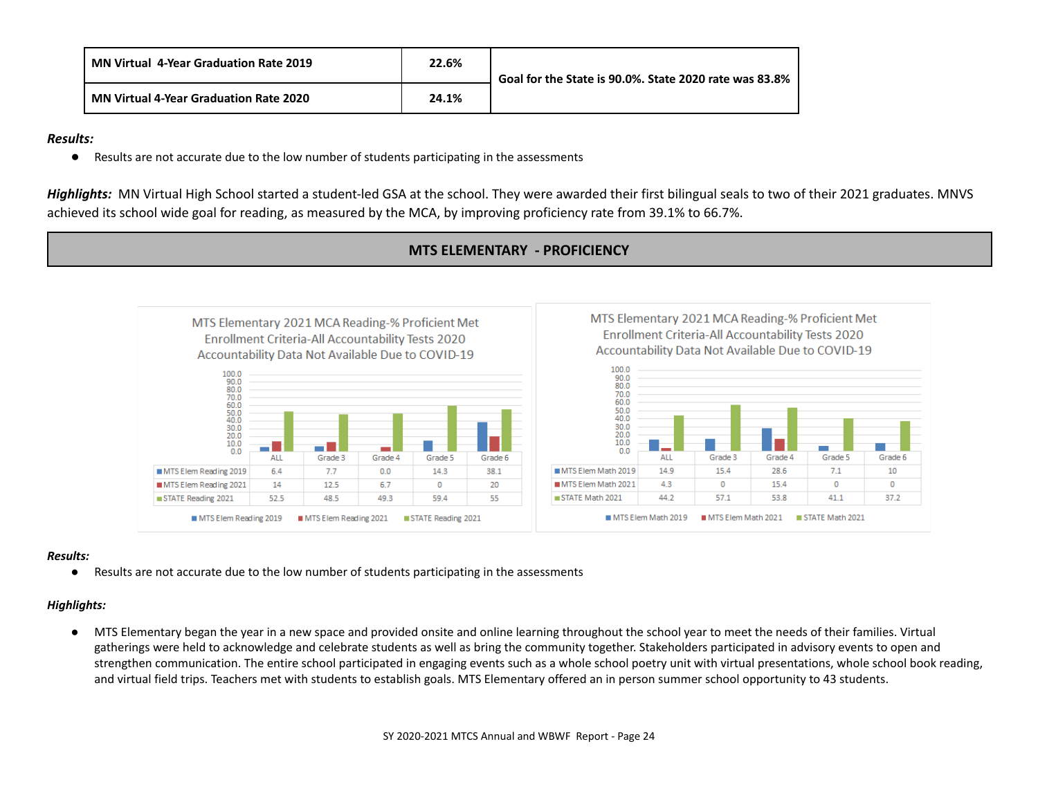| MN Virtual 4-Year Graduation Rate 2019 | 22.6% | Goal for the State is 90.0%. State 2020 rate was 83.8% |
|---|---|---|
| MN Virtual 4-Year Graduation Rate 2020 | 24.1% | |

***Results:***

- Results are not accurate due to the low number of students participating in the assessments

***Highlights:*** MN Virtual High School started a student-led GSA at the school. They were awarded their first bilingual seals to two of their 2021 graduates. MNVS achieved its school wide goal for reading, as measured by the MCA, by improving proficiency rate from 39.1% to 66.7%.

## MTS ELEMENTARY - PROFICIENCY

MTS Elementary 2021 MCA Reading-% Proficient Met Enrollment Criteria-All Accountability Tests 2020 Accountability Data Not Available Due to COVID-19

| | ALL | Grade 3 | Grade 4 | Grade 5 | Grade 6 |
|---|---|---|---|---|---|
| MTS Elem Reading 2019 | 6.4 | 7.7 | 0.0 | 14.3 | 38.1 |
| MTS Elem Reading 2021 | 14 | 12.5 | 6.7 | 0 | 20 |
| STATE Reading 2021 | 52.5 | 48.5 | 49.3 | 59.4 | 55 |

MTS Elementary 2021 MCA Reading-% Proficient Met Enrollment Criteria-All Accountability Tests 2020 Accountability Data Not Available Due to COVID-19

| | ALL | Grade 3 | Grade 4 | Grade 5 | Grade 6 |
|---|---|---|---|---|---|
| MTS Elem Math 2019 | 14.9 | 15.4 | 28.6 | 7.1 | 10 |
| MTS Elem Math 2021 | 4.3 | 0 | 15.4 | 0 | 0 |
| STATE Math 2021 | 44.2 | 57.1 | 53.8 | 41.1 | 37.2 |

***Results:***

- Results are not accurate due to the low number of students participating in the assessments

***Highlights:***

- MTS Elementary began the year in a new space and provided onsite and online learning throughout the school year to meet the needs of their families. Virtual gatherings were held to acknowledge and celebrate students as well as bring the community together. Stakeholders participated in advisory events to open and strengthen communication. The entire school participated in engaging events such as a whole school poetry unit with virtual presentations, whole school book reading, and virtual field trips. Teachers met with students to establish goals. MTS Elementary offered an in person summer school opportunity to 43 students.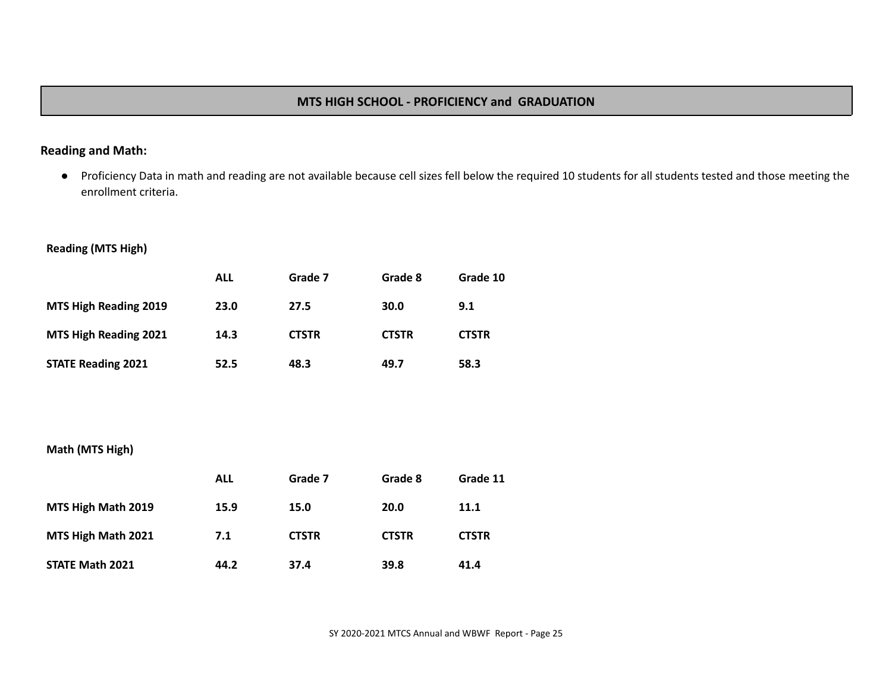## MTS HIGH SCHOOL - PROFICIENCY and GRADUATION

**Reading and Math:**

- Proficiency Data in math and reading are not available because cell sizes fell below the required 10 students for all students tested and those meeting the enrollment criteria.

**Reading (MTS High)**

| | ALL | Grade 7 | Grade 8 | Grade 10 |
|---|---|---|---|---|
| **MTS High Reading 2019** | **23.0** | **27.5** | **30.0** | **9.1** |
| **MTS High Reading 2021** | **14.3** | **CTSTR** | **CTSTR** | **CTSTR** |
| **STATE Reading 2021** | **52.5** | **48.3** | **49.7** | **58.3** |

**Math (MTS High)**

| | ALL | Grade 7 | Grade 8 | Grade 11 |
|---|---|---|---|---|
| **MTS High Math 2019** | **15.9** | **15.0** | **20.0** | **11.1** |
| **MTS High Math 2021** | **7.1** | **CTSTR** | **CTSTR** | **CTSTR** |
| **STATE Math 2021** | **44.2** | **37.4** | **39.8** | **41.4** |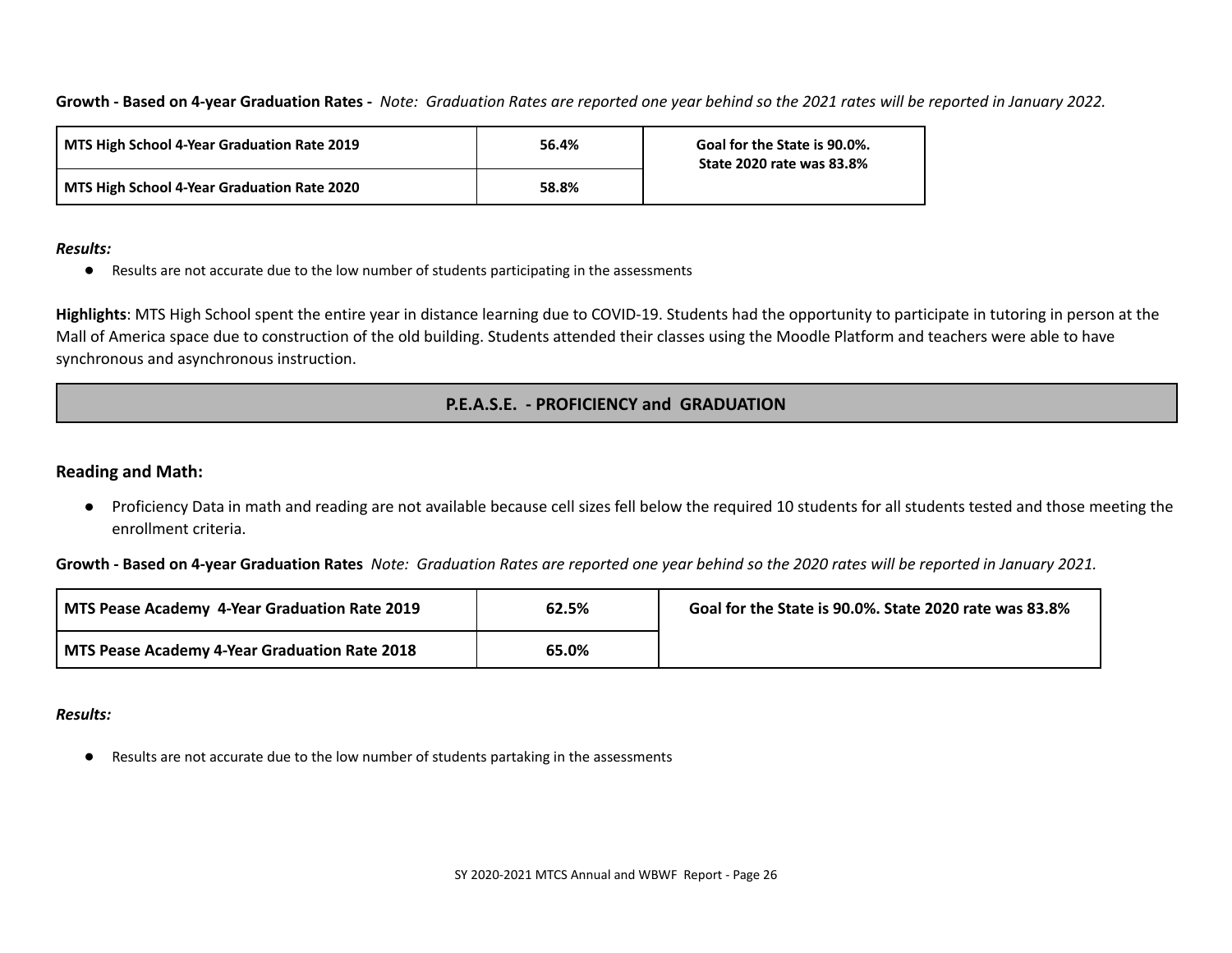**Growth - Based on 4-year Graduation Rates -** *Note: Graduation Rates are reported one year behind so the 2021 rates will be reported in January 2022.*

| MTS High School 4-Year Graduation Rate 2019 | 56.4% | Goal for the State is 90.0%. State 2020 rate was 83.8% |
|---|---|---|
| MTS High School 4-Year Graduation Rate 2020 | 58.8% | |

***Results:***

- Results are not accurate due to the low number of students participating in the assessments

**Highlights**: MTS High School spent the entire year in distance learning due to COVID-19. Students had the opportunity to participate in tutoring in person at the Mall of America space due to construction of the old building. Students attended their classes using the Moodle Platform and teachers were able to have synchronous and asynchronous instruction.

## P.E.A.S.E. - PROFICIENCY and GRADUATION

### Reading and Math:

- Proficiency Data in math and reading are not available because cell sizes fell below the required 10 students for all students tested and those meeting the enrollment criteria.

**Growth - Based on 4-year Graduation Rates** *Note: Graduation Rates are reported one year behind so the 2020 rates will be reported in January 2021.*

| MTS Pease Academy 4-Year Graduation Rate 2019 | 62.5% | Goal for the State is 90.0%. State 2020 rate was 83.8% |
|---|---|---|
| MTS Pease Academy 4-Year Graduation Rate 2018 | 65.0% | |

***Results:***

- Results are not accurate due to the low number of students partaking in the assessments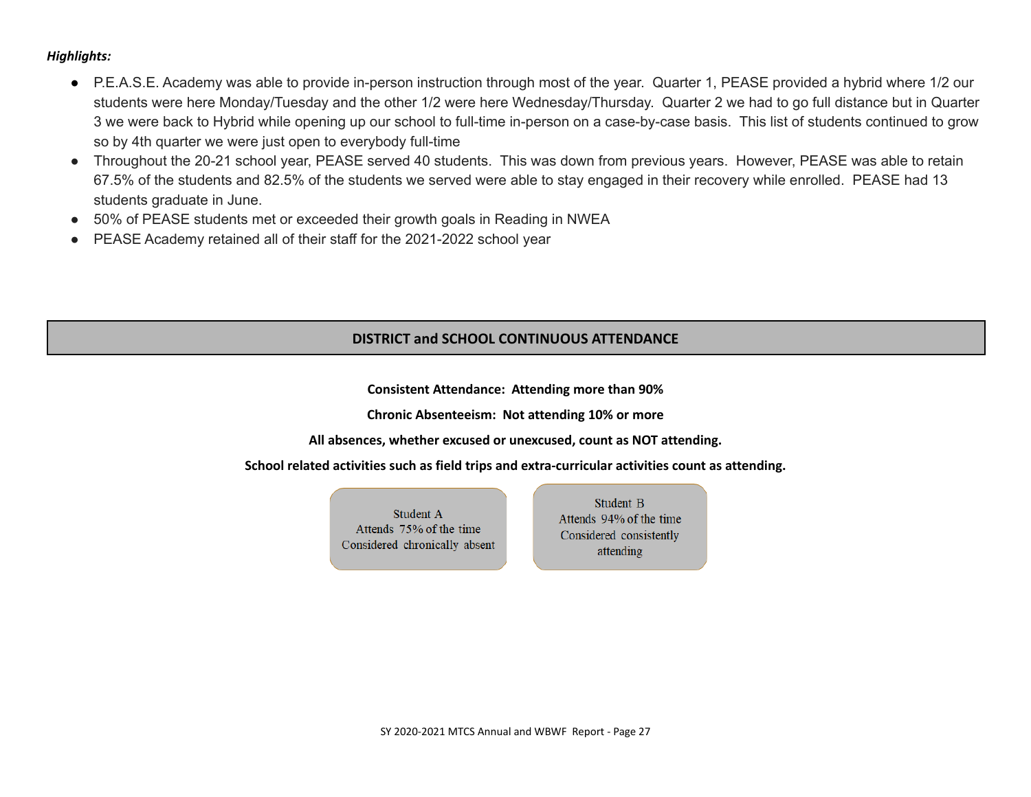***Highlights:***

- P.E.A.S.E. Academy was able to provide in-person instruction through most of the year. Quarter 1, PEASE provided a hybrid where 1/2 our students were here Monday/Tuesday and the other 1/2 were here Wednesday/Thursday. Quarter 2 we had to go full distance but in Quarter 3 we were back to Hybrid while opening up our school to full-time in-person on a case-by-case basis. This list of students continued to grow so by 4th quarter we were just open to everybody full-time
- Throughout the 20-21 school year, PEASE served 40 students. This was down from previous years. However, PEASE was able to retain 67.5% of the students and 82.5% of the students we served were able to stay engaged in their recovery while enrolled. PEASE had 13 students graduate in June.
- 50% of PEASE students met or exceeded their growth goals in Reading in NWEA
- PEASE Academy retained all of their staff for the 2021-2022 school year

## DISTRICT and SCHOOL CONTINUOUS ATTENDANCE

**Consistent Attendance: Attending more than 90%**

**Chronic Absenteeism: Not attending 10% or more**

**All absences, whether excused or unexcused, count as NOT attending.**

**School related activities such as field trips and extra-curricular activities count as attending.**

Student A
Attends 75% of the time
Considered chronically absent

Student B
Attends 94% of the time
Considered consistently attending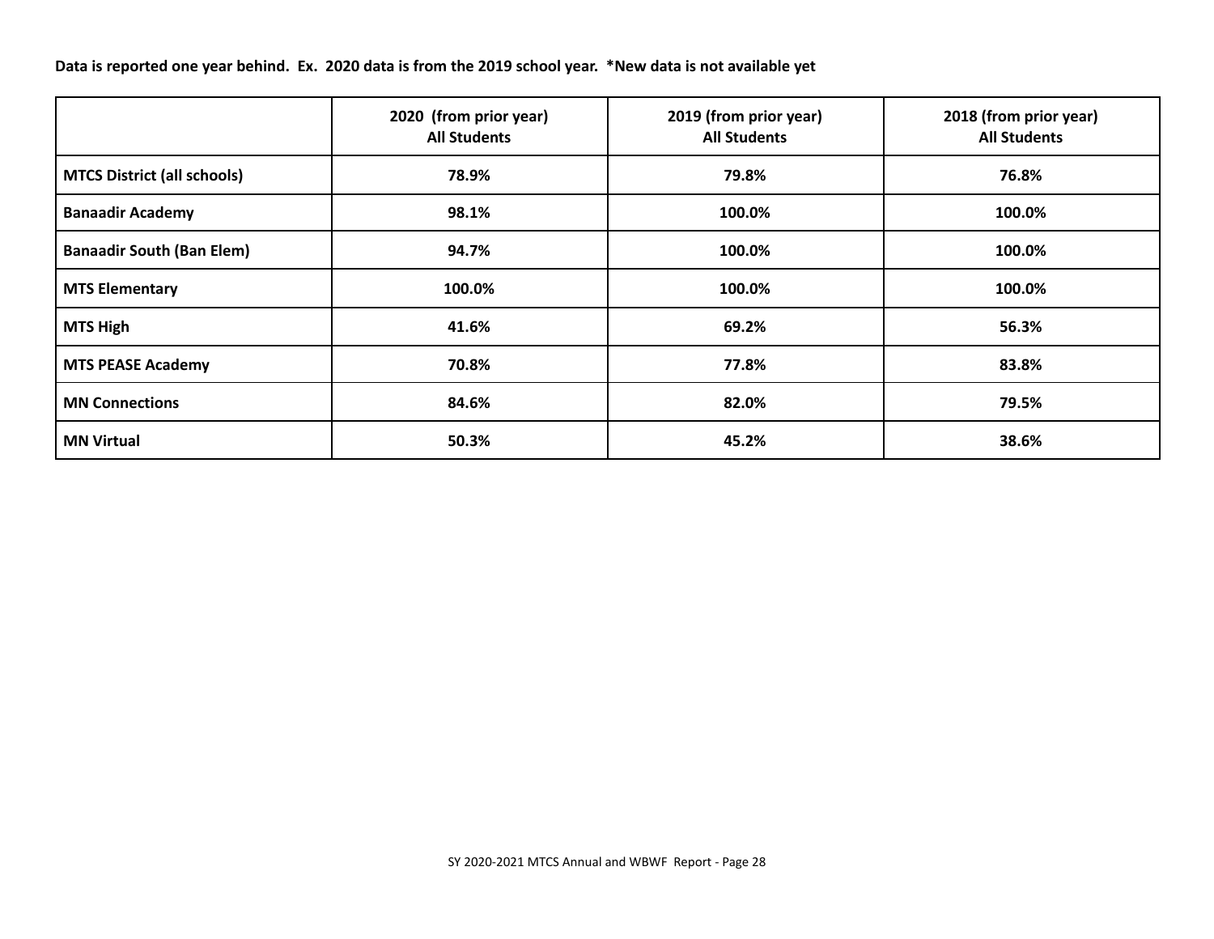**Data is reported one year behind. Ex. 2020 data is from the 2019 school year. *New data is not available yet**

| | 2020 (from prior year) All Students | 2019 (from prior year) All Students | 2018 (from prior year) All Students |
|---|---|---|---|
| **MTCS District (all schools)** | **78.9%** | **79.8%** | **76.8%** |
| **Banaadir Academy** | **98.1%** | **100.0%** | **100.0%** |
| **Banaadir South (Ban Elem)** | **94.7%** | **100.0%** | **100.0%** |
| **MTS Elementary** | **100.0%** | **100.0%** | **100.0%** |
| **MTS High** | **41.6%** | **69.2%** | **56.3%** |
| **MTS PEASE Academy** | **70.8%** | **77.8%** | **83.8%** |
| **MN Connections** | **84.6%** | **82.0%** | **79.5%** |
| **MN Virtual** | **50.3%** | **45.2%** | **38.6%** |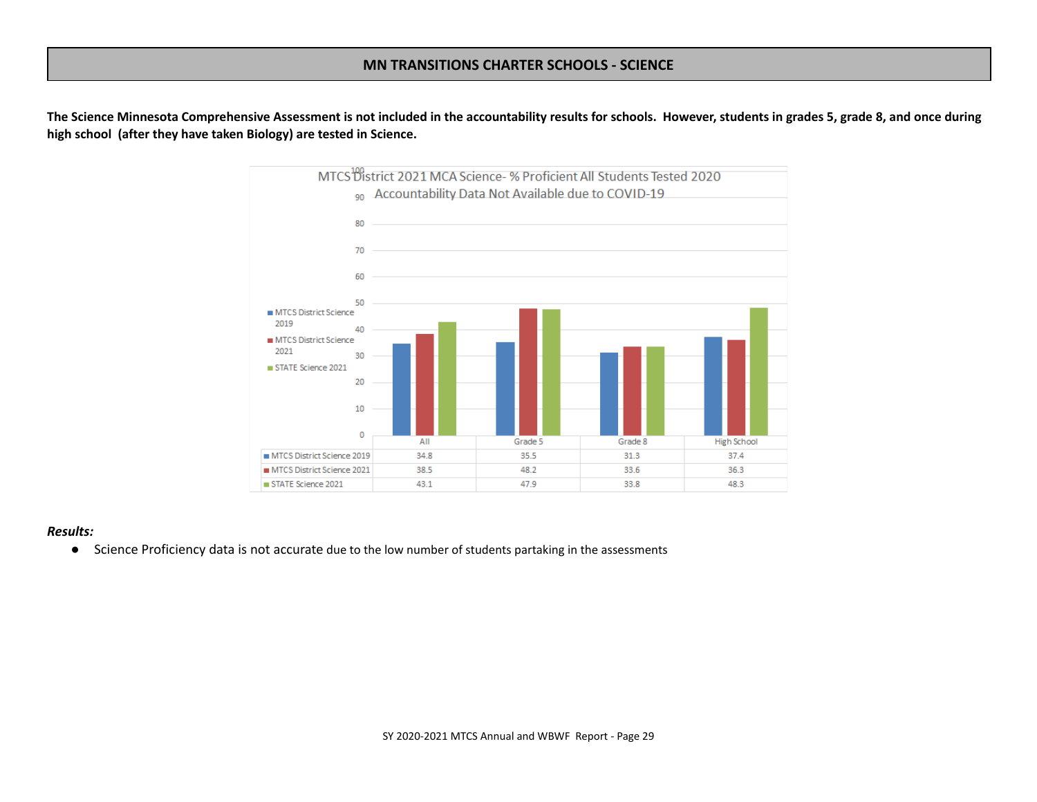## MN TRANSITIONS CHARTER SCHOOLS - SCIENCE

**The Science Minnesota Comprehensive Assessment is not included in the accountability results for schools. However, students in grades 5, grade 8, and once during high school (after they have taken Biology) are tested in Science.**

MTCS District 2021 MCA Science- % Proficient All Students Tested 2020 Accountability Data Not Available due to COVID-19

100
90
80
70
60
50
40
30
20
10
0

MTCS District Science 2019
MTCS District Science 2021
STATE Science 2021

All
Grade 5
Grade 8
High School

MTCS District Science 2019: 34.8, 35.5, 31.3, 37.4
MTCS District Science 2021: 38.5, 48.2, 33.6, 36.3
STATE Science 2021: 43.1, 47.9, 33.8, 48.3

***Results:***

- Science Proficiency data is not accurate due to the low number of students partaking in the assessments